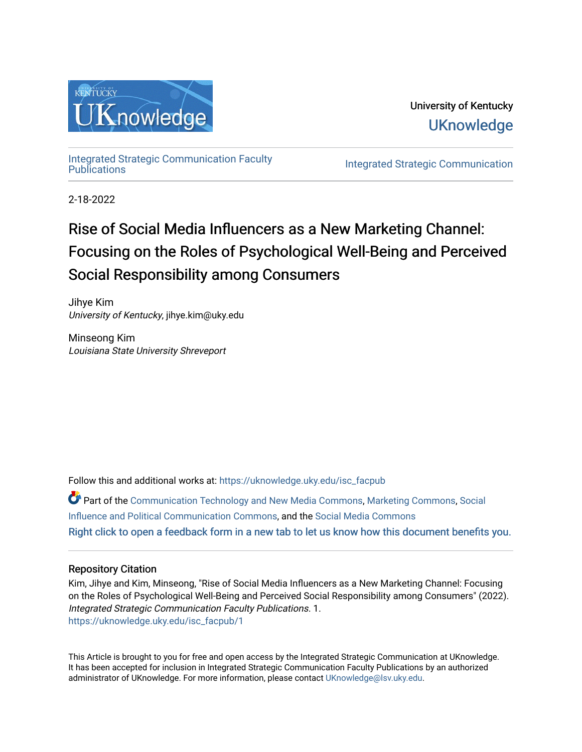University of Kentucky

UKnowledge

Integrated Strategic Communication Faculty Publications

Integrated Strategic Communication

2-18-2022

# Rise of Social Media Influencers as a New Marketing Channel: Focusing on the Roles of Psychological Well-Being and Perceived Social Responsibility among Consumers

Jihye Kim  
*University of Kentucky*, jihye.kim@uky.edu

Minseong Kim  
*Louisiana State University Shreveport*

Follow this and additional works at: https://uknowledge.uky.edu/isc_facpub

Part of the Communication Technology and New Media Commons, Marketing Commons, Social Influence and Political Communication Commons, and the Social Media Commons

Right click to open a feedback form in a new tab to let us know how this document benefits you.

## Repository Citation

Kim, Jihye and Kim, Minseong, "Rise of Social Media Influencers as a New Marketing Channel: Focusing on the Roles of Psychological Well-Being and Perceived Social Responsibility among Consumers" (2022). *Integrated Strategic Communication Faculty Publications*. 1.  
https://uknowledge.uky.edu/isc_facpub/1

This Article is brought to you for free and open access by the Integrated Strategic Communication at UKnowledge. It has been accepted for inclusion in Integrated Strategic Communication Faculty Publications by an authorized administrator of UKnowledge. For more information, please contact UKnowledge@lsv.uky.edu.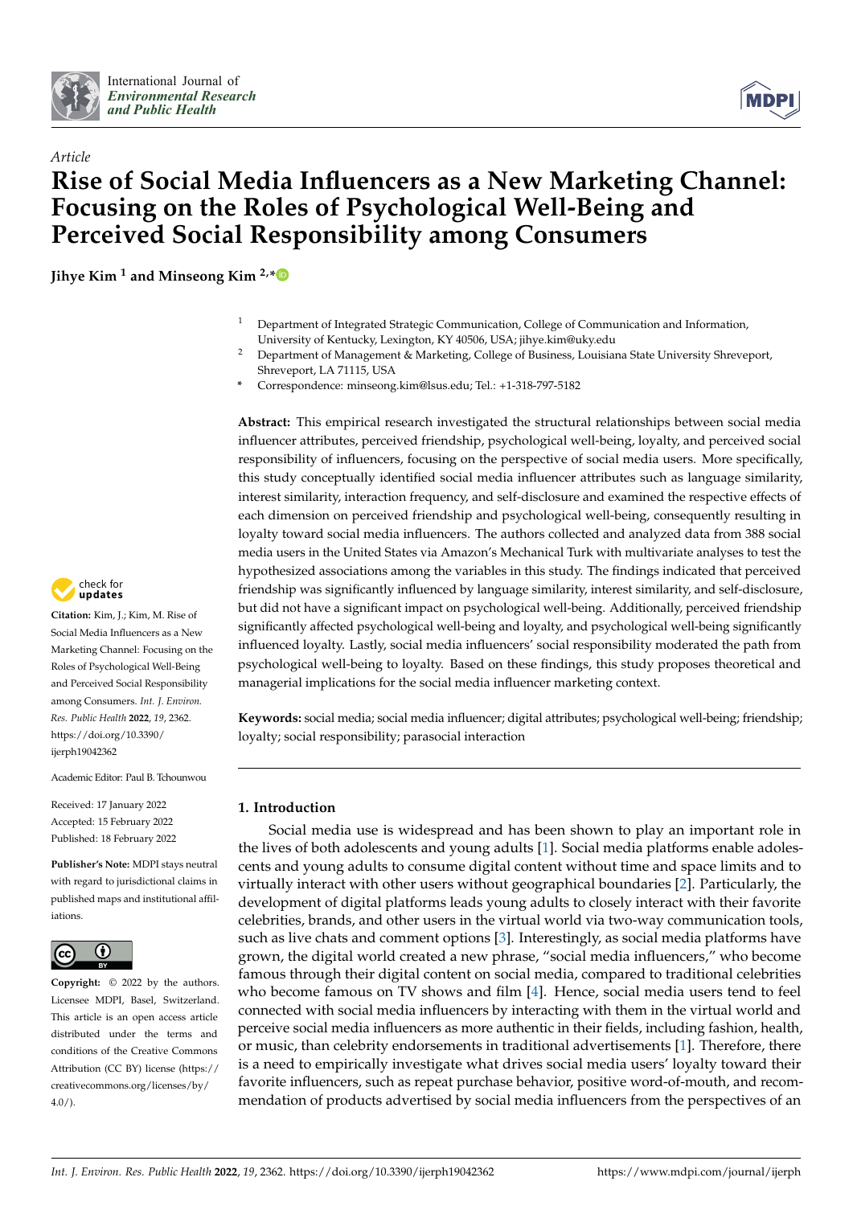# Rise of Social Media Influencers as a New Marketing Channel: Focusing on the Roles of Psychological Well-Being and Perceived Social Responsibility among Consumers

**Jihye Kim [1] and Minseong Kim [2,*]**

1 Department of Integrated Strategic Communication, College of Communication and Information, University of Kentucky, Lexington, KY 40506, USA; jihye.kim@uky.edu

2 Department of Management & Marketing, College of Business, Louisiana State University Shreveport, Shreveport, LA 71115, USA

* Correspondence: minseong.kim@lsus.edu; Tel.: +1-318-797-5182

**Abstract:** This empirical research investigated the structural relationships between social media influencer attributes, perceived friendship, psychological well-being, loyalty, and perceived social responsibility of influencers, focusing on the perspective of social media users. More specifically, this study conceptually identified social media influencer attributes such as language similarity, interest similarity, interaction frequency, and self-disclosure and examined the respective effects of each dimension on perceived friendship and psychological well-being, consequently resulting in loyalty toward social media influencers. The authors collected and analyzed data from 388 social media users in the United States via Amazon's Mechanical Turk with multivariate analyses to test the hypothesized associations among the variables in this study. The findings indicated that perceived friendship was significantly influenced by language similarity, interest similarity, and self-disclosure, but did not have a significant impact on psychological well-being. Additionally, perceived friendship significantly affected psychological well-being and loyalty, and psychological well-being significantly influenced loyalty. Lastly, social media influencers' social responsibility moderated the path from psychological well-being to loyalty. Based on these findings, this study proposes theoretical and managerial implications for the social media influencer marketing context.

**Keywords:** social media; social media influencer; digital attributes; psychological well-being; friendship; loyalty; social responsibility; parasocial interaction

**Citation:** Kim, J.; Kim, M. Rise of Social Media Influencers as a New Marketing Channel: Focusing on the Roles of Psychological Well-Being and Perceived Social Responsibility among Consumers. *Int. J. Environ. Res. Public Health* **2022**, *19*, 2362. https://doi.org/10.3390/ijerph19042362

Academic Editor: Paul B. Tchounwou

Received: 17 January 2022
Accepted: 15 February 2022
Published: 18 February 2022

**Publisher's Note:** MDPI stays neutral with regard to jurisdictional claims in published maps and institutional affiliations.

**Copyright:** © 2022 by the authors. Licensee MDPI, Basel, Switzerland. This article is an open access article distributed under the terms and conditions of the Creative Commons Attribution (CC BY) license (https://creativecommons.org/licenses/by/4.0/).

## 1. Introduction

Social media use is widespread and has been shown to play an important role in the lives of both adolescents and young adults [1]. Social media platforms enable adolescents and young adults to consume digital content without time and space limits and to virtually interact with other users without geographical boundaries [2]. Particularly, the development of digital platforms leads young adults to closely interact with their favorite celebrities, brands, and other users in the virtual world via two-way communication tools, such as live chats and comment options [3]. Interestingly, as social media platforms have grown, the digital world created a new phrase, "social media influencers," who become famous through their digital content on social media, compared to traditional celebrities who become famous on TV shows and film [4]. Hence, social media users tend to feel connected with social media influencers by interacting with them in the virtual world and perceive social media influencers as more authentic in their fields, including fashion, health, or music, than celebrity endorsements in traditional advertisements [1]. Therefore, there is a need to empirically investigate what drives social media users' loyalty toward their favorite influencers, such as repeat purchase behavior, positive word-of-mouth, and recommendation of products advertised by social media influencers from the perspectives of an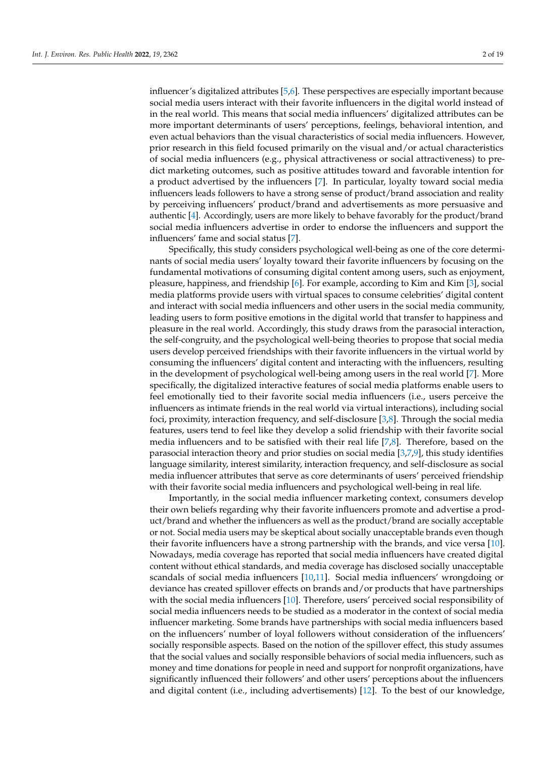influencer's digitalized attributes [5,6]. These perspectives are especially important because social media users interact with their favorite influencers in the digital world instead of in the real world. This means that social media influencers' digitalized attributes can be more important determinants of users' perceptions, feelings, behavioral intention, and even actual behaviors than the visual characteristics of social media influencers. However, prior research in this field focused primarily on the visual and/or actual characteristics of social media influencers (e.g., physical attractiveness or social attractiveness) to predict marketing outcomes, such as positive attitudes toward and favorable intention for a product advertised by the influencers [7]. In particular, loyalty toward social media influencers leads followers to have a strong sense of product/brand association and reality by perceiving influencers' product/brand and advertisements as more persuasive and authentic [4]. Accordingly, users are more likely to behave favorably for the product/brand social media influencers advertise in order to endorse the influencers and support the influencers' fame and social status [7].

Specifically, this study considers psychological well-being as one of the core determinants of social media users' loyalty toward their favorite influencers by focusing on the fundamental motivations of consuming digital content among users, such as enjoyment, pleasure, happiness, and friendship [6]. For example, according to Kim and Kim [3], social media platforms provide users with virtual spaces to consume celebrities' digital content and interact with social media influencers and other users in the social media community, leading users to form positive emotions in the digital world that transfer to happiness and pleasure in the real world. Accordingly, this study draws from the parasocial interaction, the self-congruity, and the psychological well-being theories to propose that social media users develop perceived friendships with their favorite influencers in the virtual world by consuming the influencers' digital content and interacting with the influencers, resulting in the development of psychological well-being among users in the real world [7]. More specifically, the digitalized interactive features of social media platforms enable users to feel emotionally tied to their favorite social media influencers (i.e., users perceive the influencers as intimate friends in the real world via virtual interactions), including social foci, proximity, interaction frequency, and self-disclosure [3,8]. Through the social media features, users tend to feel like they develop a solid friendship with their favorite social media influencers and to be satisfied with their real life [7,8]. Therefore, based on the parasocial interaction theory and prior studies on social media [3,7,9], this study identifies language similarity, interest similarity, interaction frequency, and self-disclosure as social media influencer attributes that serve as core determinants of users' perceived friendship with their favorite social media influencers and psychological well-being in real life.

Importantly, in the social media influencer marketing context, consumers develop their own beliefs regarding why their favorite influencers promote and advertise a product/brand and whether the influencers as well as the product/brand are socially acceptable or not. Social media users may be skeptical about socially unacceptable brands even though their favorite influencers have a strong partnership with the brands, and vice versa [10]. Nowadays, media coverage has reported that social media influencers have created digital content without ethical standards, and media coverage has disclosed socially unacceptable scandals of social media influencers [10,11]. Social media influencers' wrongdoing or deviance has created spillover effects on brands and/or products that have partnerships with the social media influencers [10]. Therefore, users' perceived social responsibility of social media influencers needs to be studied as a moderator in the context of social media influencer marketing. Some brands have partnerships with social media influencers based on the influencers' number of loyal followers without consideration of the influencers' socially responsible aspects. Based on the notion of the spillover effect, this study assumes that the social values and socially responsible behaviors of social media influencers, such as money and time donations for people in need and support for nonprofit organizations, have significantly influenced their followers' and other users' perceptions about the influencers and digital content (i.e., including advertisements) [12]. To the best of our knowledge,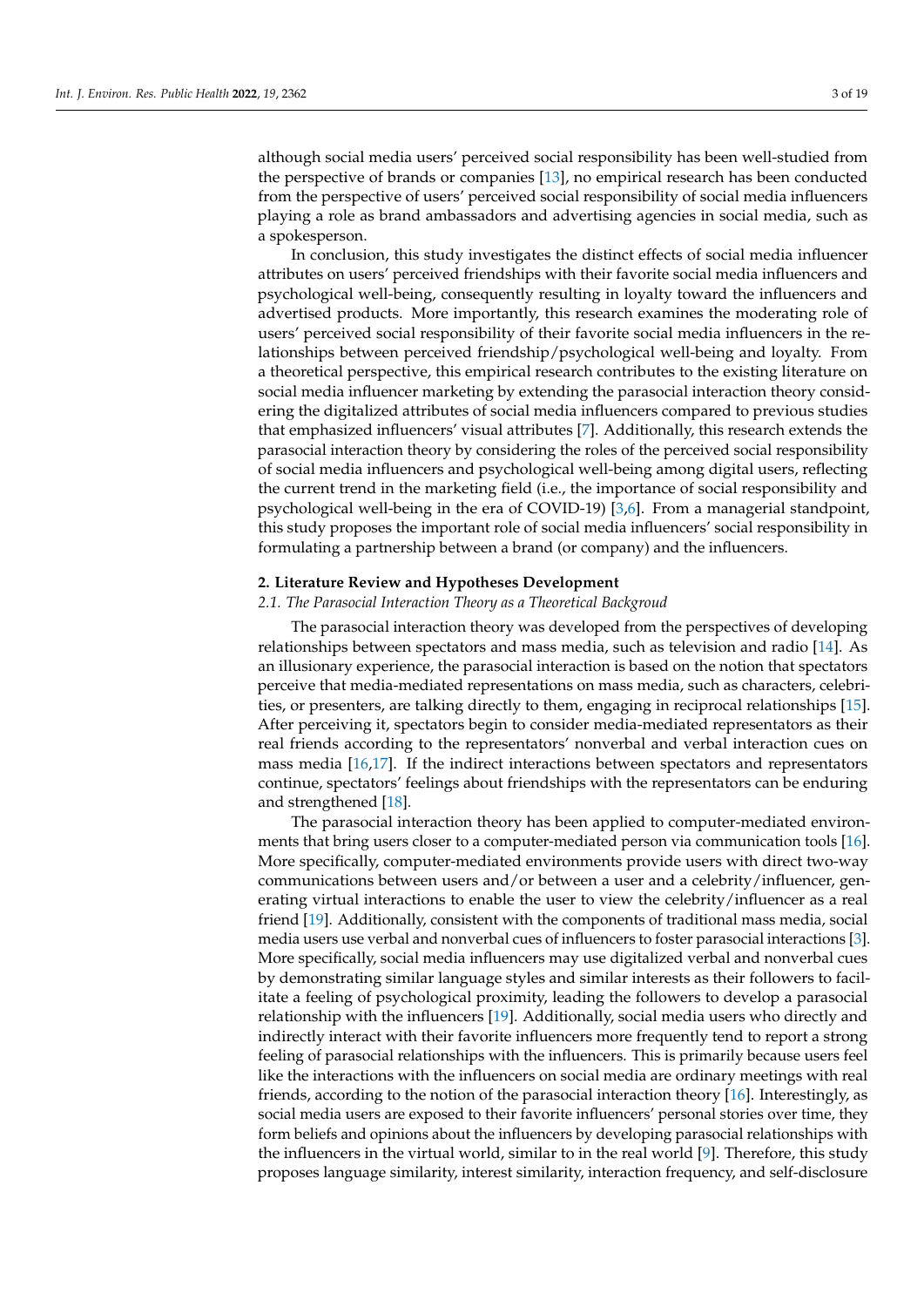although social media users' perceived social responsibility has been well-studied from the perspective of brands or companies [13], no empirical research has been conducted from the perspective of users' perceived social responsibility of social media influencers playing a role as brand ambassadors and advertising agencies in social media, such as a spokesperson.

In conclusion, this study investigates the distinct effects of social media influencer attributes on users' perceived friendships with their favorite social media influencers and psychological well-being, consequently resulting in loyalty toward the influencers and advertised products. More importantly, this research examines the moderating role of users' perceived social responsibility of their favorite social media influencers in the relationships between perceived friendship/psychological well-being and loyalty. From a theoretical perspective, this empirical research contributes to the existing literature on social media influencer marketing by extending the parasocial interaction theory considering the digitalized attributes of social media influencers compared to previous studies that emphasized influencers' visual attributes [7]. Additionally, this research extends the parasocial interaction theory by considering the roles of the perceived social responsibility of social media influencers and psychological well-being among digital users, reflecting the current trend in the marketing field (i.e., the importance of social responsibility and psychological well-being in the era of COVID-19) [3,6]. From a managerial standpoint, this study proposes the important role of social media influencers' social responsibility in formulating a partnership between a brand (or company) and the influencers.

## 2. Literature Review and Hypotheses Development

### *2.1. The Parasocial Interaction Theory as a Theoretical Backgroud*

The parasocial interaction theory was developed from the perspectives of developing relationships between spectators and mass media, such as television and radio [14]. As an illusionary experience, the parasocial interaction is based on the notion that spectators perceive that media-mediated representations on mass media, such as characters, celebrities, or presenters, are talking directly to them, engaging in reciprocal relationships [15]. After perceiving it, spectators begin to consider media-mediated representators as their real friends according to the representators' nonverbal and verbal interaction cues on mass media [16,17]. If the indirect interactions between spectators and representators continue, spectators' feelings about friendships with the representators can be enduring and strengthened [18].

The parasocial interaction theory has been applied to computer-mediated environments that bring users closer to a computer-mediated person via communication tools [16]. More specifically, computer-mediated environments provide users with direct two-way communications between users and/or between a user and a celebrity/influencer, generating virtual interactions to enable the user to view the celebrity/influencer as a real friend [19]. Additionally, consistent with the components of traditional mass media, social media users use verbal and nonverbal cues of influencers to foster parasocial interactions [3]. More specifically, social media influencers may use digitalized verbal and nonverbal cues by demonstrating similar language styles and similar interests as their followers to facilitate a feeling of psychological proximity, leading the followers to develop a parasocial relationship with the influencers [19]. Additionally, social media users who directly and indirectly interact with their favorite influencers more frequently tend to report a strong feeling of parasocial relationships with the influencers. This is primarily because users feel like the interactions with the influencers on social media are ordinary meetings with real friends, according to the notion of the parasocial interaction theory [16]. Interestingly, as social media users are exposed to their favorite influencers' personal stories over time, they form beliefs and opinions about the influencers by developing parasocial relationships with the influencers in the virtual world, similar to in the real world [9]. Therefore, this study proposes language similarity, interest similarity, interaction frequency, and self-disclosure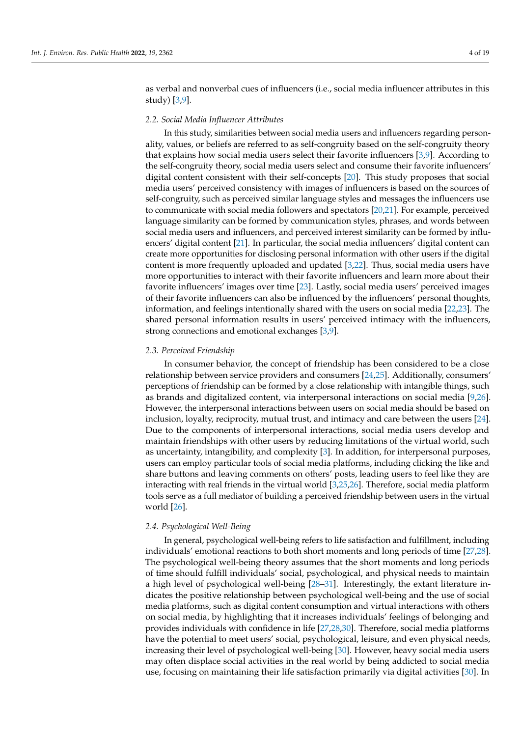as verbal and nonverbal cues of influencers (i.e., social media influencer attributes in this study) [3,9].

### 2.2. Social Media Influencer Attributes

In this study, similarities between social media users and influencers regarding personality, values, or beliefs are referred to as self-congruity based on the self-congruity theory that explains how social media users select their favorite influencers [3,9]. According to the self-congruity theory, social media users select and consume their favorite influencers' digital content consistent with their self-concepts [20]. This study proposes that social media users' perceived consistency with images of influencers is based on the sources of self-congruity, such as perceived similar language styles and messages the influencers use to communicate with social media followers and spectators [20,21]. For example, perceived language similarity can be formed by communication styles, phrases, and words between social media users and influencers, and perceived interest similarity can be formed by influencers' digital content [21]. In particular, the social media influencers' digital content can create more opportunities for disclosing personal information with other users if the digital content is more frequently uploaded and updated [3,22]. Thus, social media users have more opportunities to interact with their favorite influencers and learn more about their favorite influencers' images over time [23]. Lastly, social media users' perceived images of their favorite influencers can also be influenced by the influencers' personal thoughts, information, and feelings intentionally shared with the users on social media [22,23]. The shared personal information results in users' perceived intimacy with the influencers, strong connections and emotional exchanges [3,9].

### 2.3. Perceived Friendship

In consumer behavior, the concept of friendship has been considered to be a close relationship between service providers and consumers [24,25]. Additionally, consumers' perceptions of friendship can be formed by a close relationship with intangible things, such as brands and digitalized content, via interpersonal interactions on social media [9,26]. However, the interpersonal interactions between users on social media should be based on inclusion, loyalty, reciprocity, mutual trust, and intimacy and care between the users [24]. Due to the components of interpersonal interactions, social media users develop and maintain friendships with other users by reducing limitations of the virtual world, such as uncertainty, intangibility, and complexity [3]. In addition, for interpersonal purposes, users can employ particular tools of social media platforms, including clicking the like and share buttons and leaving comments on others' posts, leading users to feel like they are interacting with real friends in the virtual world [3,25,26]. Therefore, social media platform tools serve as a full mediator of building a perceived friendship between users in the virtual world [26].

### 2.4. Psychological Well-Being

In general, psychological well-being refers to life satisfaction and fulfillment, including individuals' emotional reactions to both short moments and long periods of time [27,28]. The psychological well-being theory assumes that the short moments and long periods of time should fulfill individuals' social, psychological, and physical needs to maintain a high level of psychological well-being [28–31]. Interestingly, the extant literature indicates the positive relationship between psychological well-being and the use of social media platforms, such as digital content consumption and virtual interactions with others on social media, by highlighting that it increases individuals' feelings of belonging and provides individuals with confidence in life [27,28,30]. Therefore, social media platforms have the potential to meet users' social, psychological, leisure, and even physical needs, increasing their level of psychological well-being [30]. However, heavy social media users may often displace social activities in the real world by being addicted to social media use, focusing on maintaining their life satisfaction primarily via digital activities [30]. In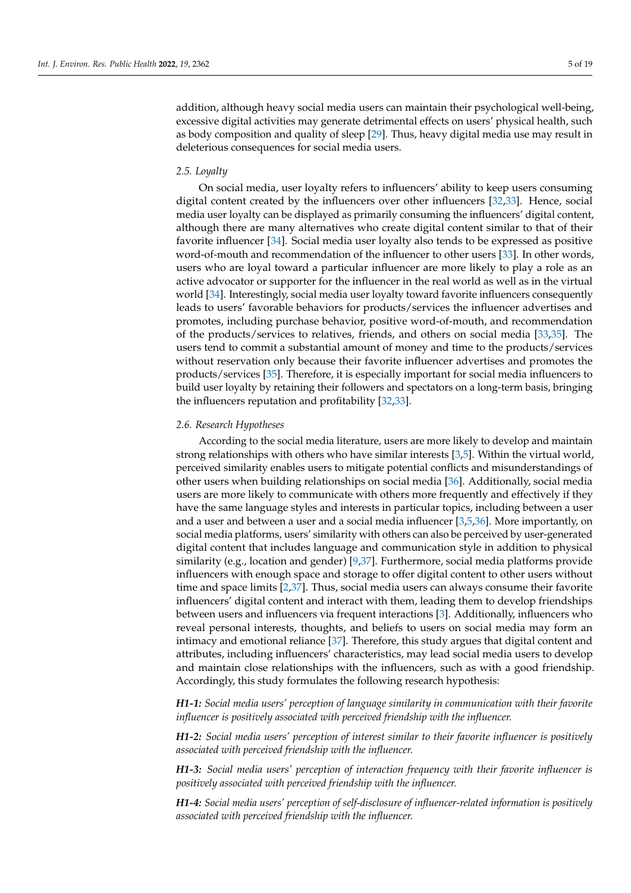addition, although heavy social media users can maintain their psychological well-being, excessive digital activities may generate detrimental effects on users' physical health, such as body composition and quality of sleep [29]. Thus, heavy digital media use may result in deleterious consequences for social media users.

### 2.5. Loyalty

On social media, user loyalty refers to influencers' ability to keep users consuming digital content created by the influencers over other influencers [32,33]. Hence, social media user loyalty can be displayed as primarily consuming the influencers' digital content, although there are many alternatives who create digital content similar to that of their favorite influencer [34]. Social media user loyalty also tends to be expressed as positive word-of-mouth and recommendation of the influencer to other users [33]. In other words, users who are loyal toward a particular influencer are more likely to play a role as an active advocator or supporter for the influencer in the real world as well as in the virtual world [34]. Interestingly, social media user loyalty toward favorite influencers consequently leads to users' favorable behaviors for products/services the influencer advertises and promotes, including purchase behavior, positive word-of-mouth, and recommendation of the products/services to relatives, friends, and others on social media [33,35]. The users tend to commit a substantial amount of money and time to the products/services without reservation only because their favorite influencer advertises and promotes the products/services [35]. Therefore, it is especially important for social media influencers to build user loyalty by retaining their followers and spectators on a long-term basis, bringing the influencers reputation and profitability [32,33].

### 2.6. Research Hypotheses

According to the social media literature, users are more likely to develop and maintain strong relationships with others who have similar interests [3,5]. Within the virtual world, perceived similarity enables users to mitigate potential conflicts and misunderstandings of other users when building relationships on social media [36]. Additionally, social media users are more likely to communicate with others more frequently and effectively if they have the same language styles and interests in particular topics, including between a user and a user and between a user and a social media influencer [3,5,36]. More importantly, on social media platforms, users' similarity with others can also be perceived by user-generated digital content that includes language and communication style in addition to physical similarity (e.g., location and gender) [9,37]. Furthermore, social media platforms provide influencers with enough space and storage to offer digital content to other users without time and space limits [2,37]. Thus, social media users can always consume their favorite influencers' digital content and interact with them, leading them to develop friendships between users and influencers via frequent interactions [3]. Additionally, influencers who reveal personal interests, thoughts, and beliefs to users on social media may form an intimacy and emotional reliance [37]. Therefore, this study argues that digital content and attributes, including influencers' characteristics, may lead social media users to develop and maintain close relationships with the influencers, such as with a good friendship. Accordingly, this study formulates the following research hypothesis:

***H1-1:*** *Social media users' perception of language similarity in communication with their favorite influencer is positively associated with perceived friendship with the influencer.*

***H1-2:*** *Social media users' perception of interest similar to their favorite influencer is positively associated with perceived friendship with the influencer.*

***H1-3:*** *Social media users' perception of interaction frequency with their favorite influencer is positively associated with perceived friendship with the influencer.*

***H1-4:*** *Social media users' perception of self-disclosure of influencer-related information is positively associated with perceived friendship with the influencer.*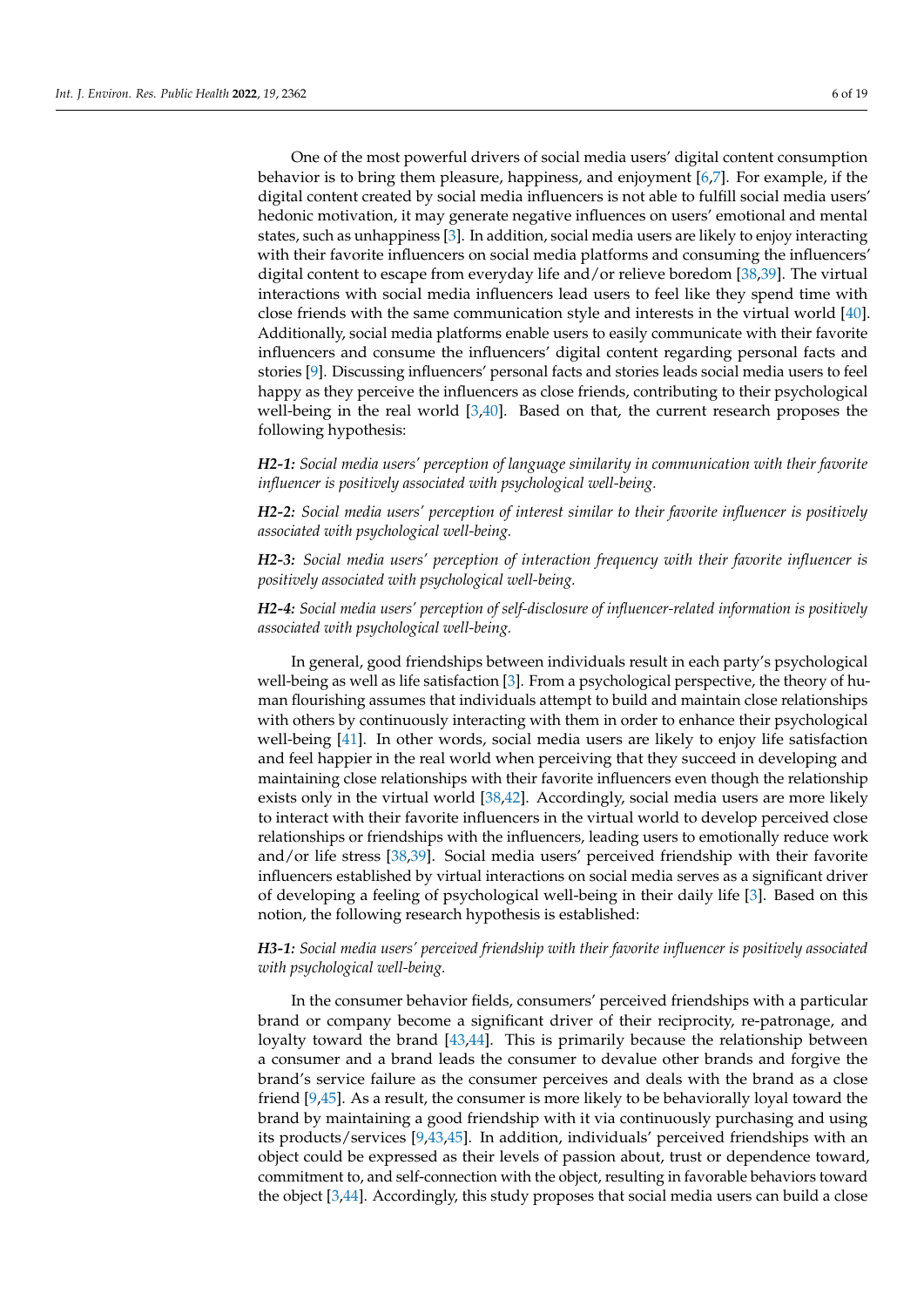One of the most powerful drivers of social media users' digital content consumption behavior is to bring them pleasure, happiness, and enjoyment [6,7]. For example, if the digital content created by social media influencers is not able to fulfill social media users' hedonic motivation, it may generate negative influences on users' emotional and mental states, such as unhappiness [3]. In addition, social media users are likely to enjoy interacting with their favorite influencers on social media platforms and consuming the influencers' digital content to escape from everyday life and/or relieve boredom [38,39]. The virtual interactions with social media influencers lead users to feel like they spend time with close friends with the same communication style and interests in the virtual world [40]. Additionally, social media platforms enable users to easily communicate with their favorite influencers and consume the influencers' digital content regarding personal facts and stories [9]. Discussing influencers' personal facts and stories leads social media users to feel happy as they perceive the influencers as close friends, contributing to their psychological well-being in the real world [3,40]. Based on that, the current research proposes the following hypothesis:

***H2-1:*** *Social media users' perception of language similarity in communication with their favorite influencer is positively associated with psychological well-being.*

***H2-2:*** *Social media users' perception of interest similar to their favorite influencer is positively associated with psychological well-being.*

***H2-3:*** *Social media users' perception of interaction frequency with their favorite influencer is positively associated with psychological well-being.*

***H2-4:*** *Social media users' perception of self-disclosure of influencer-related information is positively associated with psychological well-being.*

In general, good friendships between individuals result in each party's psychological well-being as well as life satisfaction [3]. From a psychological perspective, the theory of human flourishing assumes that individuals attempt to build and maintain close relationships with others by continuously interacting with them in order to enhance their psychological well-being [41]. In other words, social media users are likely to enjoy life satisfaction and feel happier in the real world when perceiving that they succeed in developing and maintaining close relationships with their favorite influencers even though the relationship exists only in the virtual world [38,42]. Accordingly, social media users are more likely to interact with their favorite influencers in the virtual world to develop perceived close relationships or friendships with the influencers, leading users to emotionally reduce work and/or life stress [38,39]. Social media users' perceived friendship with their favorite influencers established by virtual interactions on social media serves as a significant driver of developing a feeling of psychological well-being in their daily life [3]. Based on this notion, the following research hypothesis is established:

***H3-1:*** *Social media users' perceived friendship with their favorite influencer is positively associated with psychological well-being.*

In the consumer behavior fields, consumers' perceived friendships with a particular brand or company become a significant driver of their reciprocity, re-patronage, and loyalty toward the brand [43,44]. This is primarily because the relationship between a consumer and a brand leads the consumer to devalue other brands and forgive the brand's service failure as the consumer perceives and deals with the brand as a close friend [9,45]. As a result, the consumer is more likely to be behaviorally loyal toward the brand by maintaining a good friendship with it via continuously purchasing and using its products/services [9,43,45]. In addition, individuals' perceived friendships with an object could be expressed as their levels of passion about, trust or dependence toward, commitment to, and self-connection with the object, resulting in favorable behaviors toward the object [3,44]. Accordingly, this study proposes that social media users can build a close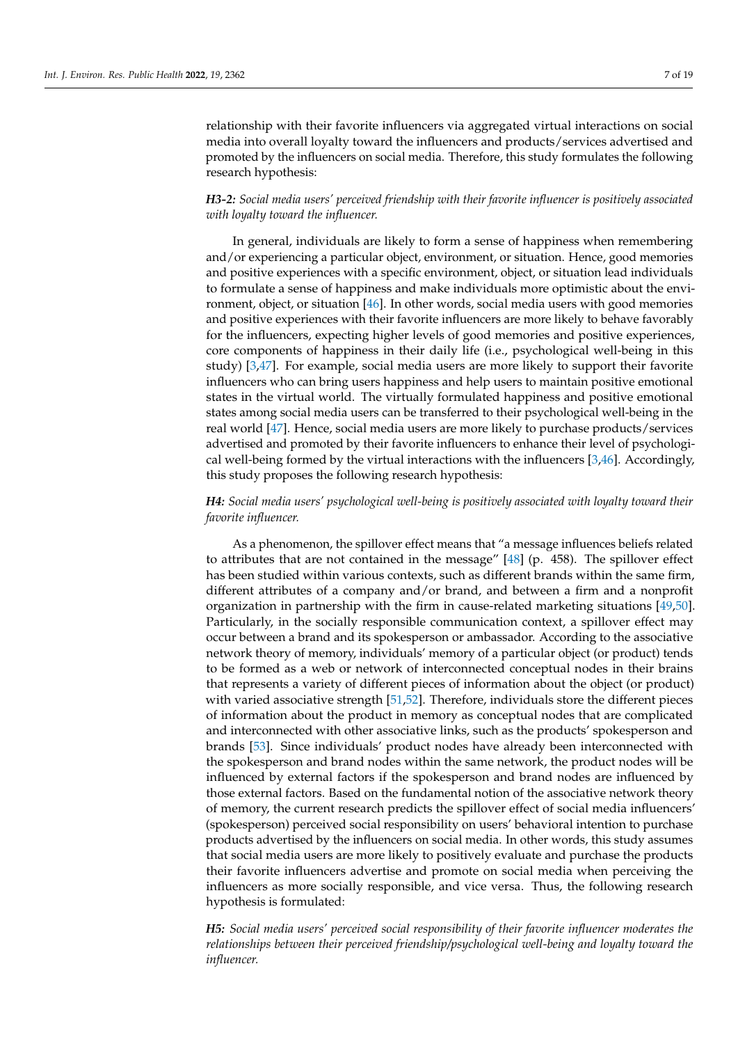relationship with their favorite influencers via aggregated virtual interactions on social media into overall loyalty toward the influencers and products/services advertised and promoted by the influencers on social media. Therefore, this study formulates the following research hypothesis:

***H3-2:*** *Social media users' perceived friendship with their favorite influencer is positively associated with loyalty toward the influencer.*

In general, individuals are likely to form a sense of happiness when remembering and/or experiencing a particular object, environment, or situation. Hence, good memories and positive experiences with a specific environment, object, or situation lead individuals to formulate a sense of happiness and make individuals more optimistic about the environment, object, or situation [46]. In other words, social media users with good memories and positive experiences with their favorite influencers are more likely to behave favorably for the influencers, expecting higher levels of good memories and positive experiences, core components of happiness in their daily life (i.e., psychological well-being in this study) [3,47]. For example, social media users are more likely to support their favorite influencers who can bring users happiness and help users to maintain positive emotional states in the virtual world. The virtually formulated happiness and positive emotional states among social media users can be transferred to their psychological well-being in the real world [47]. Hence, social media users are more likely to purchase products/services advertised and promoted by their favorite influencers to enhance their level of psychological well-being formed by the virtual interactions with the influencers [3,46]. Accordingly, this study proposes the following research hypothesis:

***H4:*** *Social media users' psychological well-being is positively associated with loyalty toward their favorite influencer.*

As a phenomenon, the spillover effect means that "a message influences beliefs related to attributes that are not contained in the message" [48] (p. 458). The spillover effect has been studied within various contexts, such as different brands within the same firm, different attributes of a company and/or brand, and between a firm and a nonprofit organization in partnership with the firm in cause-related marketing situations [49,50]. Particularly, in the socially responsible communication context, a spillover effect may occur between a brand and its spokesperson or ambassador. According to the associative network theory of memory, individuals' memory of a particular object (or product) tends to be formed as a web or network of interconnected conceptual nodes in their brains that represents a variety of different pieces of information about the object (or product) with varied associative strength [51,52]. Therefore, individuals store the different pieces of information about the product in memory as conceptual nodes that are complicated and interconnected with other associative links, such as the products' spokesperson and brands [53]. Since individuals' product nodes have already been interconnected with the spokesperson and brand nodes within the same network, the product nodes will be influenced by external factors if the spokesperson and brand nodes are influenced by those external factors. Based on the fundamental notion of the associative network theory of memory, the current research predicts the spillover effect of social media influencers' (spokesperson) perceived social responsibility on users' behavioral intention to purchase products advertised by the influencers on social media. In other words, this study assumes that social media users are more likely to positively evaluate and purchase the products their favorite influencers advertise and promote on social media when perceiving the influencers as more socially responsible, and vice versa. Thus, the following research hypothesis is formulated:

***H5:*** *Social media users' perceived social responsibility of their favorite influencer moderates the relationships between their perceived friendship/psychological well-being and loyalty toward the influencer.*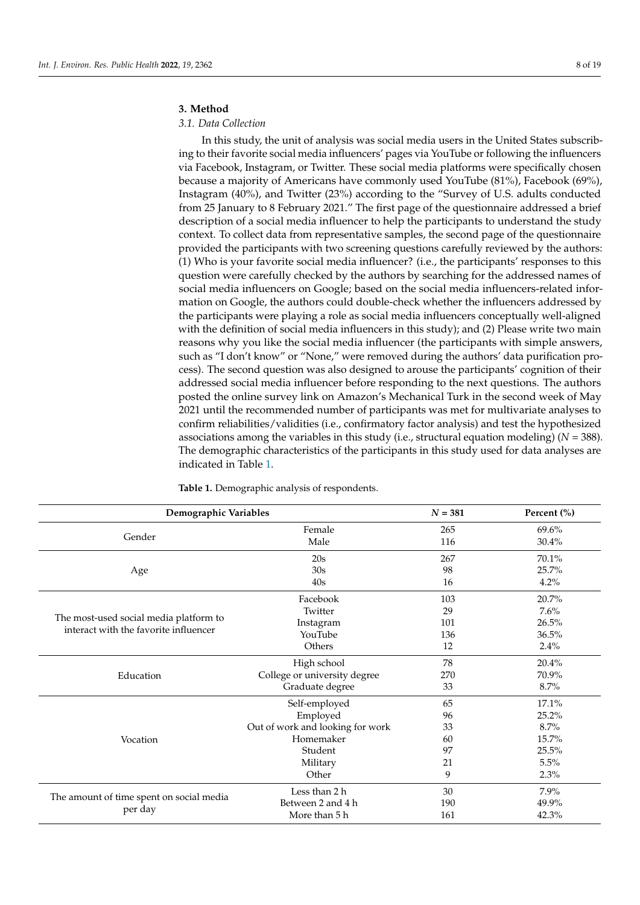## 3. Method

### 3.1. Data Collection

In this study, the unit of analysis was social media users in the United States subscribing to their favorite social media influencers' pages via YouTube or following the influencers via Facebook, Instagram, or Twitter. These social media platforms were specifically chosen because a majority of Americans have commonly used YouTube (81%), Facebook (69%), Instagram (40%), and Twitter (23%) according to the "Survey of U.S. adults conducted from 25 January to 8 February 2021." The first page of the questionnaire addressed a brief description of a social media influencer to help the participants to understand the study context. To collect data from representative samples, the second page of the questionnaire provided the participants with two screening questions carefully reviewed by the authors: (1) Who is your favorite social media influencer? (i.e., the participants' responses to this question were carefully checked by the authors by searching for the addressed names of social media influencers on Google; based on the social media influencers-related information on Google, the authors could double-check whether the influencers addressed by the participants were playing a role as social media influencers conceptually well-aligned with the definition of social media influencers in this study); and (2) Please write two main reasons why you like the social media influencer (the participants with simple answers, such as "I don't know" or "None," were removed during the authors' data purification process). The second question was also designed to arouse the participants' cognition of their addressed social media influencer before responding to the next questions. The authors posted the online survey link on Amazon's Mechanical Turk in the second week of May 2021 until the recommended number of participants was met for multivariate analyses to confirm reliabilities/validities (i.e., confirmatory factor analysis) and test the hypothesized associations among the variables in this study (i.e., structural equation modeling) ($N$ = 388). The demographic characteristics of the participants in this study used for data analyses are indicated in Table 1.

**Table 1.** Demographic analysis of respondents.

| Demographic Variables | | $N$ = 381 | Percent (%) |
|---|---|---|---|
| Gender | Female | 265 | 69.6% |
| | Male | 116 | 30.4% |
| Age | 20s | 267 | 70.1% |
| | 30s | 98 | 25.7% |
| | 40s | 16 | 4.2% |
| The most-used social media platform to interact with the favorite influencer | Facebook | 103 | 20.7% |
| | Twitter | 29 | 7.6% |
| | Instagram | 101 | 26.5% |
| | YouTube | 136 | 36.5% |
| | Others | 12 | 2.4% |
| Education | High school | 78 | 20.4% |
| | College or university degree | 270 | 70.9% |
| | Graduate degree | 33 | 8.7% |
| Vocation | Self-employed | 65 | 17.1% |
| | Employed | 96 | 25.2% |
| | Out of work and looking for work | 33 | 8.7% |
| | Homemaker | 60 | 15.7% |
| | Student | 97 | 25.5% |
| | Military | 21 | 5.5% |
| | Other | 9 | 2.3% |
| The amount of time spent on social media per day | Less than 2 h | 30 | 7.9% |
| | Between 2 and 4 h | 190 | 49.9% |
| | More than 5 h | 161 | 42.3% |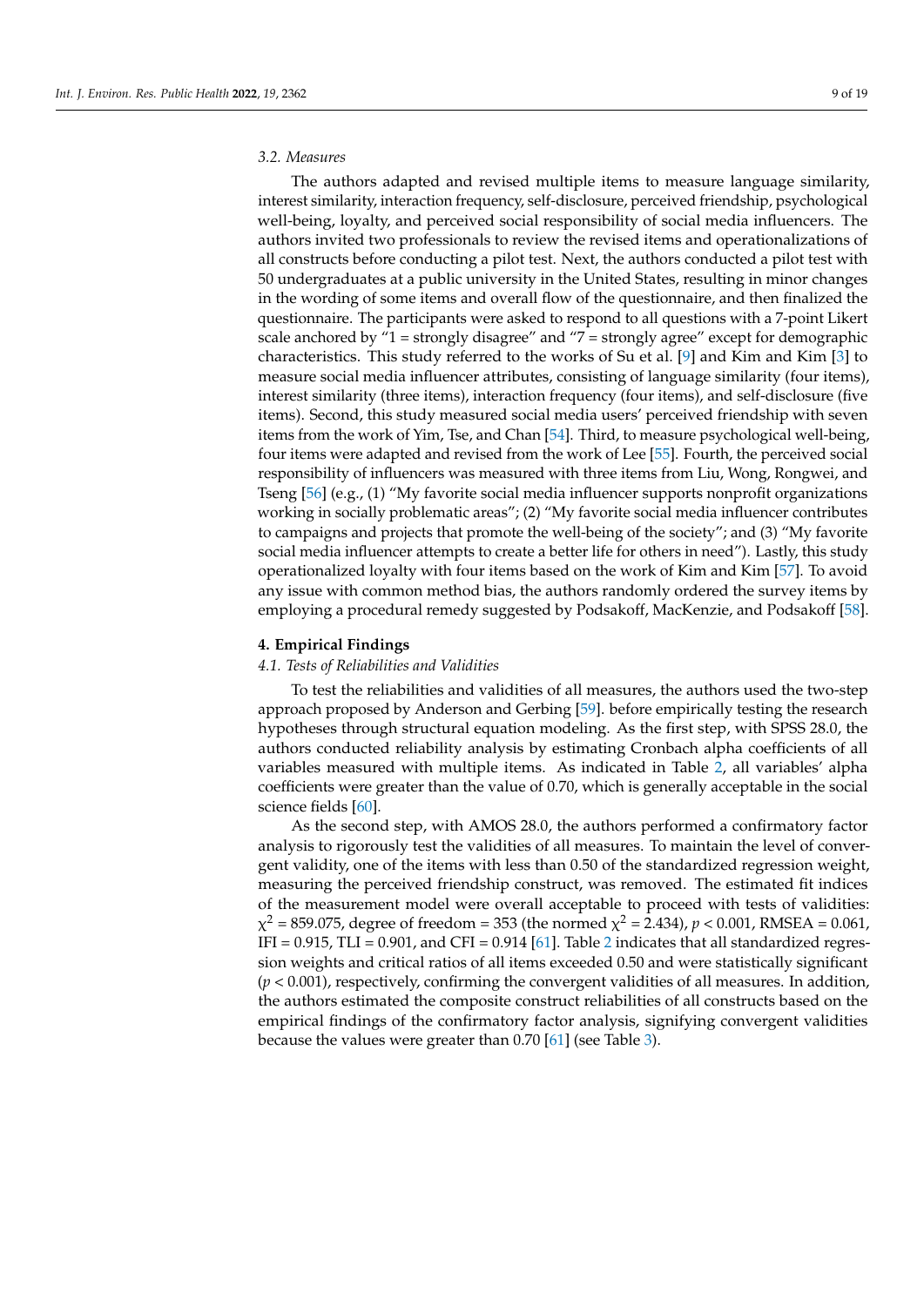### 3.2. Measures

The authors adapted and revised multiple items to measure language similarity, interest similarity, interaction frequency, self-disclosure, perceived friendship, psychological well-being, loyalty, and perceived social responsibility of social media influencers. The authors invited two professionals to review the revised items and operationalizations of all constructs before conducting a pilot test. Next, the authors conducted a pilot test with 50 undergraduates at a public university in the United States, resulting in minor changes in the wording of some items and overall flow of the questionnaire, and then finalized the questionnaire. The participants were asked to respond to all questions with a 7-point Likert scale anchored by "1 = strongly disagree" and "7 = strongly agree" except for demographic characteristics. This study referred to the works of Su et al. [9] and Kim and Kim [3] to measure social media influencer attributes, consisting of language similarity (four items), interest similarity (three items), interaction frequency (four items), and self-disclosure (five items). Second, this study measured social media users' perceived friendship with seven items from the work of Yim, Tse, and Chan [54]. Third, to measure psychological well-being, four items were adapted and revised from the work of Lee [55]. Fourth, the perceived social responsibility of influencers was measured with three items from Liu, Wong, Rongwei, and Tseng [56] (e.g., (1) "My favorite social media influencer supports nonprofit organizations working in socially problematic areas"; (2) "My favorite social media influencer contributes to campaigns and projects that promote the well-being of the society"; and (3) "My favorite social media influencer attempts to create a better life for others in need"). Lastly, this study operationalized loyalty with four items based on the work of Kim and Kim [57]. To avoid any issue with common method bias, the authors randomly ordered the survey items by employing a procedural remedy suggested by Podsakoff, MacKenzie, and Podsakoff [58].

## 4. Empirical Findings

### 4.1. Tests of Reliabilities and Validities

To test the reliabilities and validities of all measures, the authors used the two-step approach proposed by Anderson and Gerbing [59]. before empirically testing the research hypotheses through structural equation modeling. As the first step, with SPSS 28.0, the authors conducted reliability analysis by estimating Cronbach alpha coefficients of all variables measured with multiple items. As indicated in Table 2, all variables' alpha coefficients were greater than the value of 0.70, which is generally acceptable in the social science fields [60].

As the second step, with AMOS 28.0, the authors performed a confirmatory factor analysis to rigorously test the validities of all measures. To maintain the level of convergent validity, one of the items with less than 0.50 of the standardized regression weight, measuring the perceived friendship construct, was removed. The estimated fit indices of the measurement model were overall acceptable to proceed with tests of validities: $\chi^2$ = 859.075, degree of freedom = 353 (the normed $\chi^2$ = 2.434), $p < 0.001$, RMSEA = 0.061, IFI = 0.915, TLI = 0.901, and CFI = 0.914 [61]. Table 2 indicates that all standardized regression weights and critical ratios of all items exceeded 0.50 and were statistically significant ($p < 0.001$), respectively, confirming the convergent validities of all measures. In addition, the authors estimated the composite construct reliabilities of all constructs based on the empirical findings of the confirmatory factor analysis, signifying convergent validities because the values were greater than 0.70 [61] (see Table 3).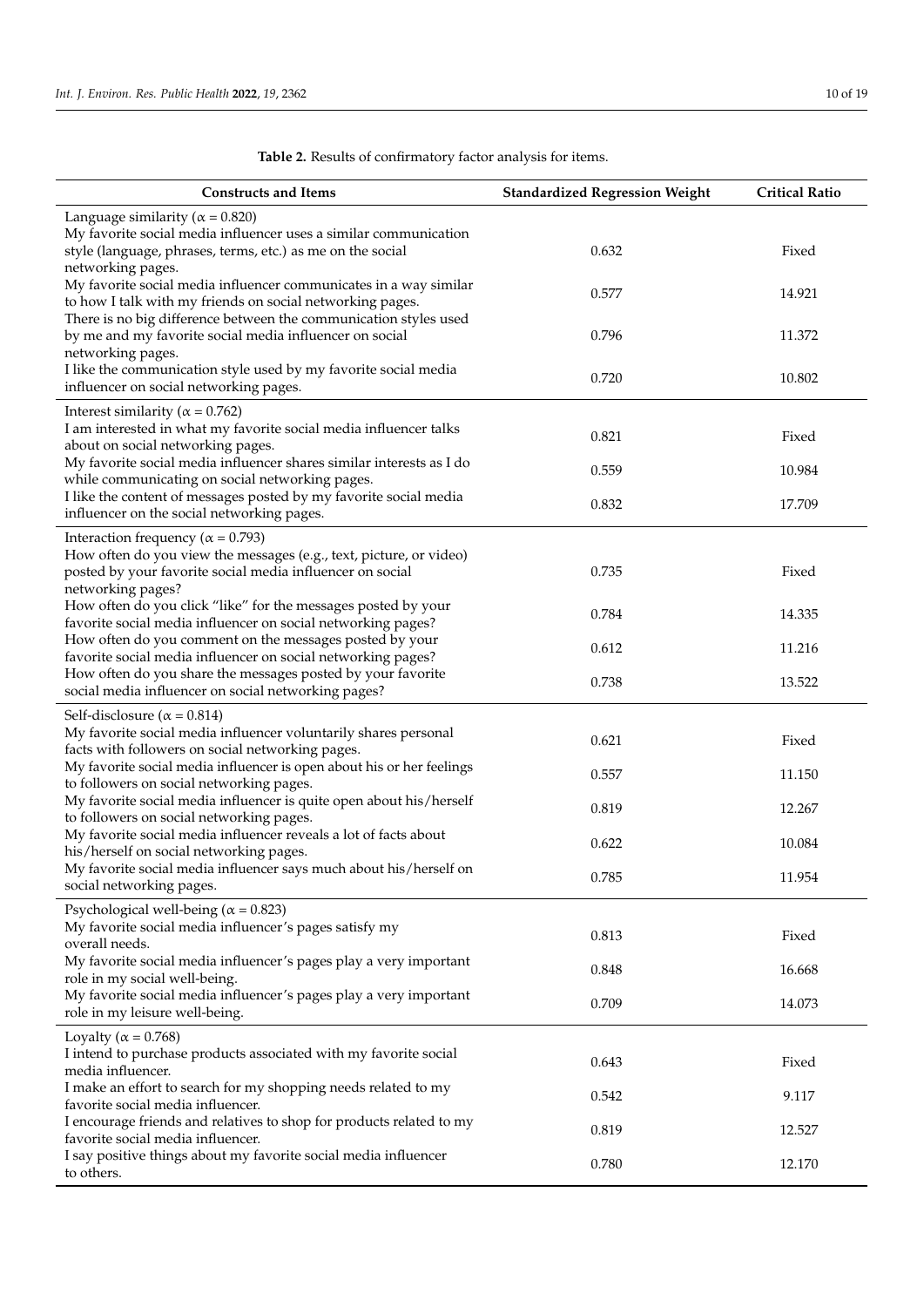**Table 2.** Results of confirmatory factor analysis for items.

| Constructs and Items | Standardized Regression Weight | Critical Ratio |
|---|---|---|
| Language similarity ($\alpha = 0.820$) | | |
| My favorite social media influencer uses a similar communication style (language, phrases, terms, etc.) as me on the social networking pages. | 0.632 | Fixed |
| My favorite social media influencer communicates in a way similar to how I talk with my friends on social networking pages. | 0.577 | 14.921 |
| There is no big difference between the communication styles used by me and my favorite social media influencer on social networking pages. | 0.796 | 11.372 |
| I like the communication style used by my favorite social media influencer on social networking pages. | 0.720 | 10.802 |
| Interest similarity ($\alpha = 0.762$) | | |
| I am interested in what my favorite social media influencer talks about on social networking pages. | 0.821 | Fixed |
| My favorite social media influencer shares similar interests as I do while communicating on social networking pages. | 0.559 | 10.984 |
| I like the content of messages posted by my favorite social media influencer on the social networking pages. | 0.832 | 17.709 |
| Interaction frequency ($\alpha = 0.793$) | | |
| How often do you view the messages (e.g., text, picture, or video) posted by your favorite social media influencer on social networking pages? | 0.735 | Fixed |
| How often do you click "like" for the messages posted by your favorite social media influencer on social networking pages? | 0.784 | 14.335 |
| How often do you comment on the messages posted by your favorite social media influencer on social networking pages? | 0.612 | 11.216 |
| How often do you share the messages posted by your favorite social media influencer on social networking pages? | 0.738 | 13.522 |
| Self-disclosure ($\alpha = 0.814$) | | |
| My favorite social media influencer voluntarily shares personal facts with followers on social networking pages. | 0.621 | Fixed |
| My favorite social media influencer is open about his or her feelings to followers on social networking pages. | 0.557 | 11.150 |
| My favorite social media influencer is quite open about his/herself to followers on social networking pages. | 0.819 | 12.267 |
| My favorite social media influencer reveals a lot of facts about his/herself on social networking pages. | 0.622 | 10.084 |
| My favorite social media influencer says much about his/herself on social networking pages. | 0.785 | 11.954 |
| Psychological well-being ($\alpha = 0.823$) | | |
| My favorite social media influencer's pages satisfy my overall needs. | 0.813 | Fixed |
| My favorite social media influencer's pages play a very important role in my social well-being. | 0.848 | 16.668 |
| My favorite social media influencer's pages play a very important role in my leisure well-being. | 0.709 | 14.073 |
| Loyalty ($\alpha = 0.768$) | | |
| I intend to purchase products associated with my favorite social media influencer. | 0.643 | Fixed |
| I make an effort to search for my shopping needs related to my favorite social media influencer. | 0.542 | 9.117 |
| I encourage friends and relatives to shop for products related to my favorite social media influencer. | 0.819 | 12.527 |
| I say positive things about my favorite social media influencer to others. | 0.780 | 12.170 |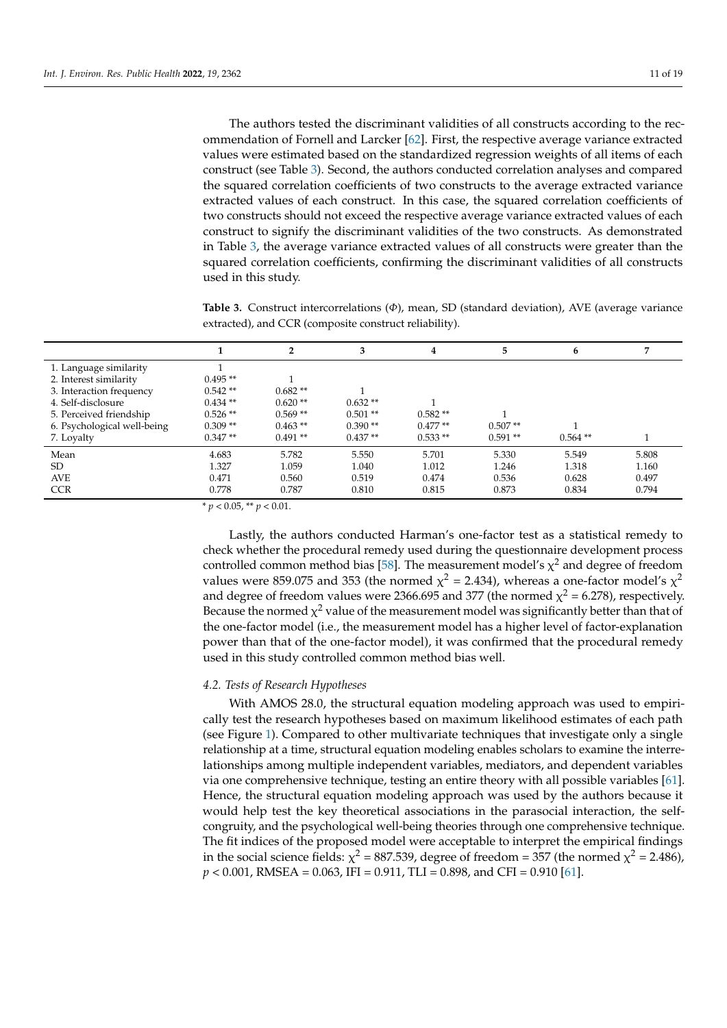The authors tested the discriminant validities of all constructs according to the recommendation of Fornell and Larcker [62]. First, the respective average variance extracted values were estimated based on the standardized regression weights of all items of each construct (see Table 3). Second, the authors conducted correlation analyses and compared the squared correlation coefficients of two constructs to the average extracted variance extracted values of each construct. In this case, the squared correlation coefficients of two constructs should not exceed the respective average variance extracted values of each construct to signify the discriminant validities of the two constructs. As demonstrated in Table 3, the average variance extracted values of all constructs were greater than the squared correlation coefficients, confirming the discriminant validities of all constructs used in this study.

**Table 3.** Construct intercorrelations (Φ), mean, SD (standard deviation), AVE (average variance extracted), and CCR (composite construct reliability).

| | 1 | 2 | 3 | 4 | 5 | 6 | 7 |
|---|---|---|---|---|---|---|---|
| 1. Language similarity | 1 | | | | | | |
| 2. Interest similarity | 0.495 ** | 1 | | | | | |
| 3. Interaction frequency | 0.542 ** | 0.682 ** | 1 | | | | |
| 4. Self-disclosure | 0.434 ** | 0.620 ** | 0.632 ** | 1 | | | |
| 5. Perceived friendship | 0.526 ** | 0.569 ** | 0.501 ** | 0.582 ** | 1 | | |
| 6. Psychological well-being | 0.309 ** | 0.463 ** | 0.390 ** | 0.477 ** | 0.507 ** | 1 | |
| 7. Loyalty | 0.347 ** | 0.491 ** | 0.437 ** | 0.533 ** | 0.591 ** | 0.564 ** | 1 |
| Mean | 4.683 | 5.782 | 5.550 | 5.701 | 5.330 | 5.549 | 5.808 |
| SD | 1.327 | 1.059 | 1.040 | 1.012 | 1.246 | 1.318 | 1.160 |
| AVE | 0.471 | 0.560 | 0.519 | 0.474 | 0.536 | 0.628 | 0.497 |
| CCR | 0.778 | 0.787 | 0.810 | 0.815 | 0.873 | 0.834 | 0.794 |

* $p < 0.05$, ** $p < 0.01$.

Lastly, the authors conducted Harman's one-factor test as a statistical remedy to check whether the procedural remedy used during the questionnaire development process controlled common method bias [58]. The measurement model's $\chi^2$ and degree of freedom values were 859.075 and 353 (the normed $\chi^2$ = 2.434), whereas a one-factor model's $\chi^2$ and degree of freedom values were 2366.695 and 377 (the normed $\chi^2$ = 6.278), respectively. Because the normed $\chi^2$ value of the measurement model was significantly better than that of the one-factor model (i.e., the measurement model has a higher level of factor-explanation power than that of the one-factor model), it was confirmed that the procedural remedy used in this study controlled common method bias well.

### *4.2. Tests of Research Hypotheses*

With AMOS 28.0, the structural equation modeling approach was used to empirically test the research hypotheses based on maximum likelihood estimates of each path (see Figure 1). Compared to other multivariate techniques that investigate only a single relationship at a time, structural equation modeling enables scholars to examine the interrelationships among multiple independent variables, mediators, and dependent variables via one comprehensive technique, testing an entire theory with all possible variables [61]. Hence, the structural equation modeling approach was used by the authors because it would help test the key theoretical associations in the parasocial interaction, the self-congruity, and the psychological well-being theories through one comprehensive technique. The fit indices of the proposed model were acceptable to interpret the empirical findings in the social science fields: $\chi^2$ = 887.539, degree of freedom = 357 (the normed $\chi^2$ = 2.486), $p < 0.001$, RMSEA = 0.063, IFI = 0.911, TLI = 0.898, and CFI = 0.910 [61].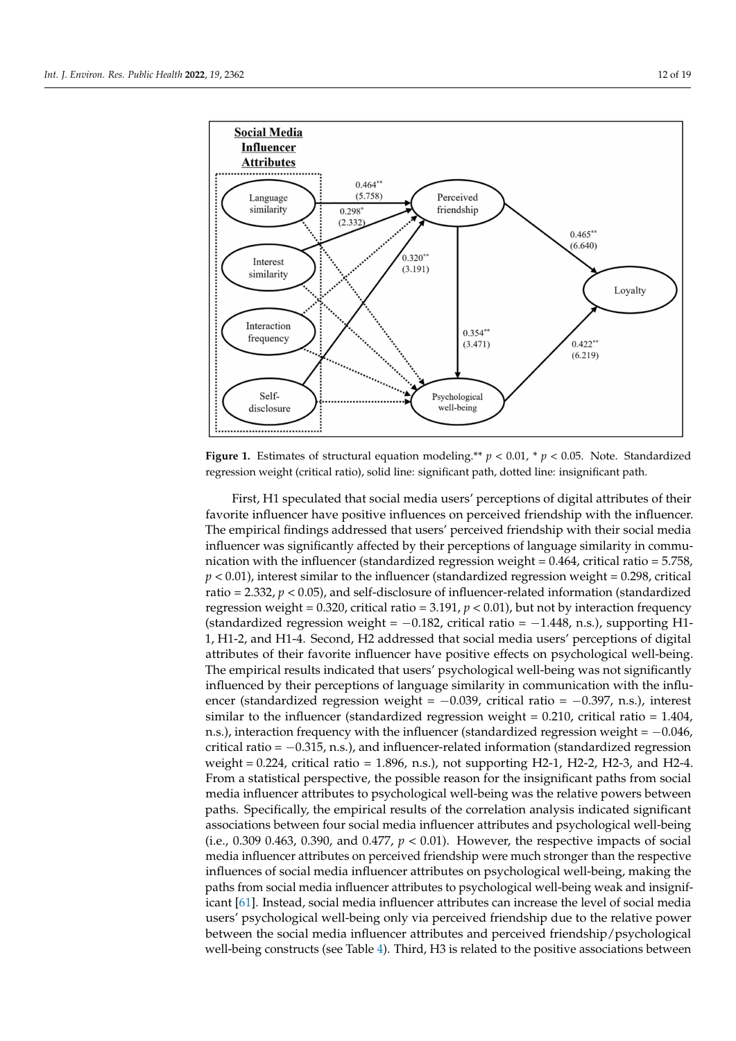**Figure 1.** Estimates of structural equation modeling.** $p < 0.01$, * $p < 0.05$. Note. Standardized regression weight (critical ratio), solid line: significant path, dotted line: insignificant path.

First, H1 speculated that social media users' perceptions of digital attributes of their favorite influencer have positive influences on perceived friendship with the influencer. The empirical findings addressed that users' perceived friendship with their social media influencer was significantly affected by their perceptions of language similarity in communication with the influencer (standardized regression weight = 0.464, critical ratio = 5.758, $p < 0.01$), interest similar to the influencer (standardized regression weight = 0.298, critical ratio = 2.332, $p < 0.05$), and self-disclosure of influencer-related information (standardized regression weight = 0.320, critical ratio = 3.191, $p < 0.01$), but not by interaction frequency (standardized regression weight = −0.182, critical ratio = −1.448, n.s.), supporting H1-1, H1-2, and H1-4. Second, H2 addressed that social media users' perceptions of digital attributes of their favorite influencer have positive effects on psychological well-being. The empirical results indicated that users' psychological well-being was not significantly influenced by their perceptions of language similarity in communication with the influencer (standardized regression weight = −0.039, critical ratio = −0.397, n.s.), interest similar to the influencer (standardized regression weight = 0.210, critical ratio = 1.404, n.s.), interaction frequency with the influencer (standardized regression weight = −0.046, critical ratio = −0.315, n.s.), and influencer-related information (standardized regression weight = 0.224, critical ratio = 1.896, n.s.), not supporting H2-1, H2-2, H2-3, and H2-4. From a statistical perspective, the possible reason for the insignificant paths from social media influencer attributes to psychological well-being was the relative powers between paths. Specifically, the empirical results of the correlation analysis indicated significant associations between four social media influencer attributes and psychological well-being (i.e., 0.309 0.463, 0.390, and 0.477, $p < 0.01$). However, the respective impacts of social media influencer attributes on perceived friendship were much stronger than the respective influences of social media influencer attributes on psychological well-being, making the paths from social media influencer attributes to psychological well-being weak and insignificant [61]. Instead, social media influencer attributes can increase the level of social media users' psychological well-being only via perceived friendship due to the relative power between the social media influencer attributes and perceived friendship/psychological well-being constructs (see Table 4). Third, H3 is related to the positive associations between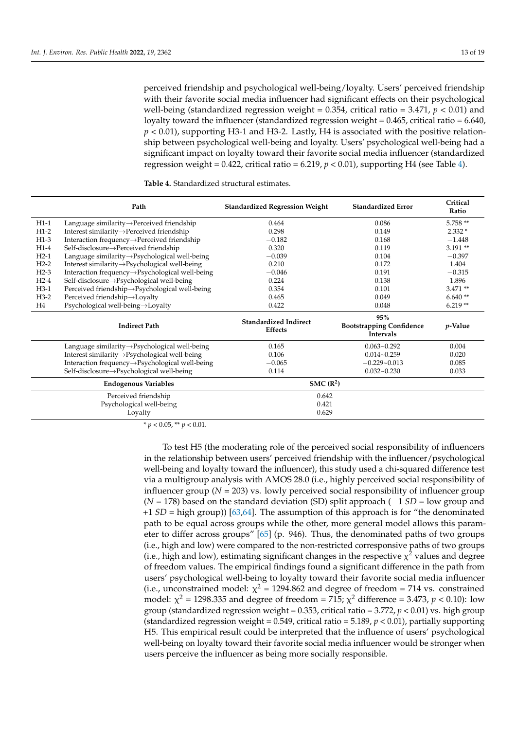perceived friendship and psychological well-being/loyalty. Users' perceived friendship with their favorite social media influencer had significant effects on their psychological well-being (standardized regression weight = 0.354, critical ratio = 3.471, $p < 0.01$) and loyalty toward the influencer (standardized regression weight = 0.465, critical ratio = 6.640, $p < 0.01$), supporting H3-1 and H3-2. Lastly, H4 is associated with the positive relationship between psychological well-being and loyalty. Users' psychological well-being had a significant impact on loyalty toward their favorite social media influencer (standardized regression weight = 0.422, critical ratio = 6.219, $p < 0.01$), supporting H4 (see Table 4).

**Table 4.** Standardized structural estimates.

| | Path | Standardized Regression Weight | Standardized Error | Critical Ratio |
|---|---|---|---|---|
| H1-1 | Language similarity→Perceived friendship | 0.464 | 0.086 | 5.758 ** |
| H1-2 | Interest similarity→Perceived friendship | 0.298 | 0.149 | 2.332 * |
| H1-3 | Interaction frequency→Perceived friendship | −0.182 | 0.168 | −1.448 |
| H1-4 | Self-disclosure→Perceived friendship | 0.320 | 0.119 | 3.191 ** |
| H2-1 | Language similarity→Psychological well-being | −0.039 | 0.104 | −0.397 |
| H2-2 | Interest similarity→Psychological well-being | 0.210 | 0.172 | 1.404 |
| H2-3 | Interaction frequency→Psychological well-being | −0.046 | 0.191 | −0.315 |
| H2-4 | Self-disclosure→Psychological well-being | 0.224 | 0.138 | 1.896 |
| H3-1 | Perceived friendship→Psychological well-being | 0.354 | 0.101 | 3.471 ** |
| H3-2 | Perceived friendship→Loyalty | 0.465 | 0.049 | 6.640 ** |
| H4 | Psychological well-being→Loyalty | 0.422 | 0.048 | 6.219 ** |
| | **Indirect Path** | **Standardized Indirect Effects** | **95% Bootstrapping Confidence Intervals** | ***p*-Value** |
| | Language similarity→Psychological well-being | 0.165 | 0.063~0.292 | 0.004 |
| | Interest similarity→Psychological well-being | 0.106 | 0.014~0.259 | 0.020 |
| | Interaction frequency→Psychological well-being | −0.065 | −0.229~0.013 | 0.085 |
| | Self-disclosure→Psychological well-being | 0.114 | 0.032~0.230 | 0.033 |
| | **Endogenous Variables** | **SMC ($R^2$)** | | |
| | Perceived friendship | 0.642 | | |
| | Psychological well-being | 0.421 | | |
| | Loyalty | 0.629 | | |

* $p < 0.05$, ** $p < 0.01$.

To test H5 (the moderating role of the perceived social responsibility of influencers in the relationship between users' perceived friendship with the influencer/psychological well-being and loyalty toward the influencer), this study used a chi-squared difference test via a multigroup analysis with AMOS 28.0 (i.e., highly perceived social responsibility of influencer group ($N = 203$) vs. lowly perceived social responsibility of influencer group ($N = 178$) based on the standard deviation (SD) split approach ($-1$ *SD* = low group and $+1$ *SD* = high group)) [63,64]. The assumption of this approach is for "the denominated path to be equal across groups while the other, more general model allows this parameter to differ across groups" [65] (p. 946). Thus, the denominated paths of two groups (i.e., high and low) were compared to the non-restricted corresponsive paths of two groups (i.e., high and low), estimating significant changes in the respective $\chi^2$ values and degree of freedom values. The empirical findings found a significant difference in the path from users' psychological well-being to loyalty toward their favorite social media influencer (i.e., unconstrained model: $\chi^2 = 1294.862$ and degree of freedom = 714 vs. constrained model: $\chi^2 = 1298.335$ and degree of freedom = 715; $\chi^2$ difference = 3.473, $p < 0.10$): low group (standardized regression weight = 0.353, critical ratio = 3.772, $p < 0.01$) vs. high group (standardized regression weight = 0.549, critical ratio = 5.189, $p < 0.01$), partially supporting H5. This empirical result could be interpreted that the influence of users' psychological well-being on loyalty toward their favorite social media influencer would be stronger when users perceive the influencer as being more socially responsible.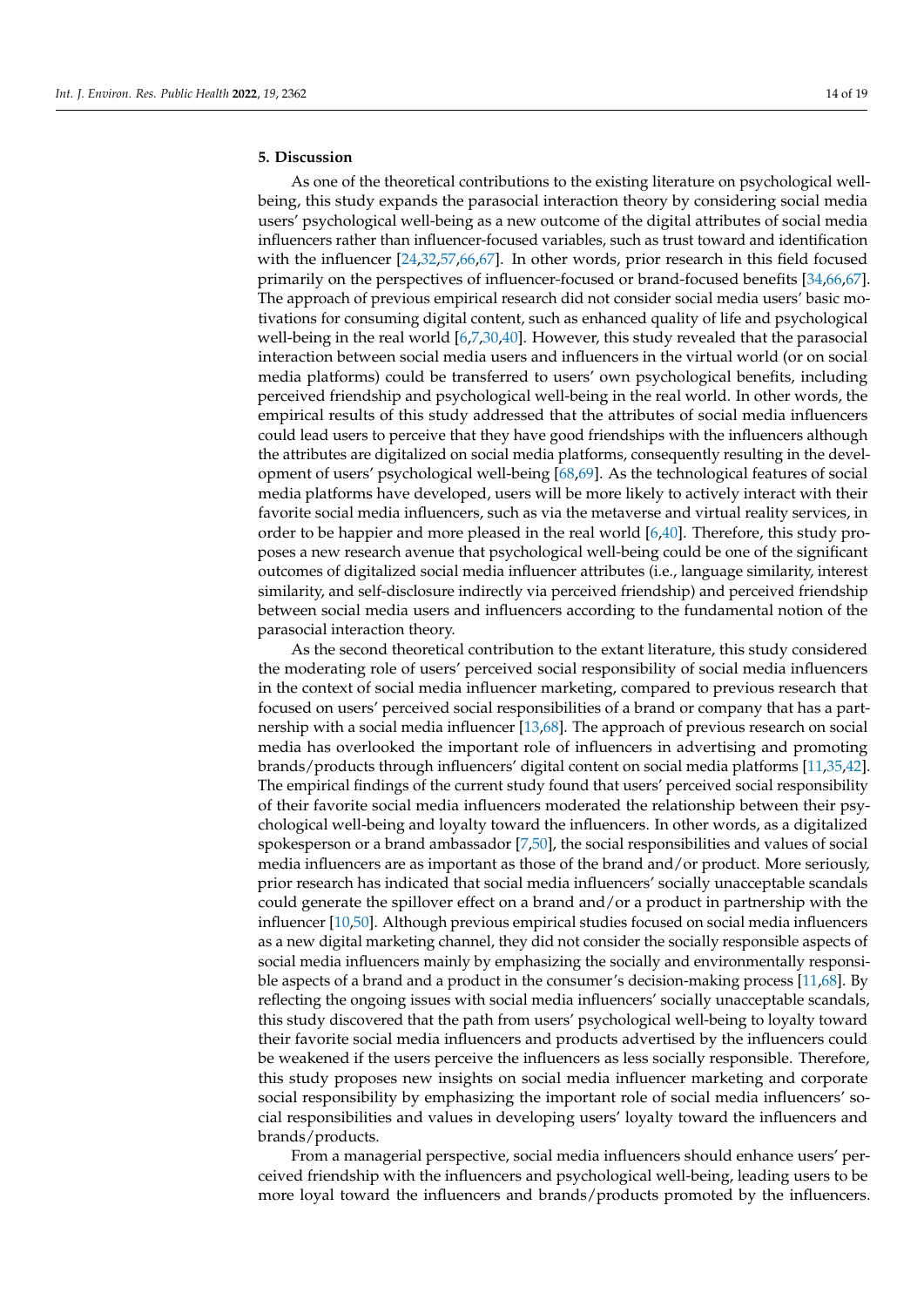## 5. Discussion

As one of the theoretical contributions to the existing literature on psychological well-being, this study expands the parasocial interaction theory by considering social media users' psychological well-being as a new outcome of the digital attributes of social media influencers rather than influencer-focused variables, such as trust toward and identification with the influencer [24,32,57,66,67]. In other words, prior research in this field focused primarily on the perspectives of influencer-focused or brand-focused benefits [34,66,67]. The approach of previous empirical research did not consider social media users' basic motivations for consuming digital content, such as enhanced quality of life and psychological well-being in the real world [6,7,30,40]. However, this study revealed that the parasocial interaction between social media users and influencers in the virtual world (or on social media platforms) could be transferred to users' own psychological benefits, including perceived friendship and psychological well-being in the real world. In other words, the empirical results of this study addressed that the attributes of social media influencers could lead users to perceive that they have good friendships with the influencers although the attributes are digitalized on social media platforms, consequently resulting in the development of users' psychological well-being [68,69]. As the technological features of social media platforms have developed, users will be more likely to actively interact with their favorite social media influencers, such as via the metaverse and virtual reality services, in order to be happier and more pleased in the real world [6,40]. Therefore, this study proposes a new research avenue that psychological well-being could be one of the significant outcomes of digitalized social media influencer attributes (i.e., language similarity, interest similarity, and self-disclosure indirectly via perceived friendship) and perceived friendship between social media users and influencers according to the fundamental notion of the parasocial interaction theory.

As the second theoretical contribution to the extant literature, this study considered the moderating role of users' perceived social responsibility of social media influencers in the context of social media influencer marketing, compared to previous research that focused on users' perceived social responsibilities of a brand or company that has a partnership with a social media influencer [13,68]. The approach of previous research on social media has overlooked the important role of influencers in advertising and promoting brands/products through influencers' digital content on social media platforms [11,35,42]. The empirical findings of the current study found that users' perceived social responsibility of their favorite social media influencers moderated the relationship between their psychological well-being and loyalty toward the influencers. In other words, as a digitalized spokesperson or a brand ambassador [7,50], the social responsibilities and values of social media influencers are as important as those of the brand and/or product. More seriously, prior research has indicated that social media influencers' socially unacceptable scandals could generate the spillover effect on a brand and/or a product in partnership with the influencer [10,50]. Although previous empirical studies focused on social media influencers as a new digital marketing channel, they did not consider the socially responsible aspects of social media influencers mainly by emphasizing the socially and environmentally responsible aspects of a brand and a product in the consumer's decision-making process [11,68]. By reflecting the ongoing issues with social media influencers' socially unacceptable scandals, this study discovered that the path from users' psychological well-being to loyalty toward their favorite social media influencers and products advertised by the influencers could be weakened if the users perceive the influencers as less socially responsible. Therefore, this study proposes new insights on social media influencer marketing and corporate social responsibility by emphasizing the important role of social media influencers' social responsibilities and values in developing users' loyalty toward the influencers and brands/products.

From a managerial perspective, social media influencers should enhance users' perceived friendship with the influencers and psychological well-being, leading users to be more loyal toward the influencers and brands/products promoted by the influencers.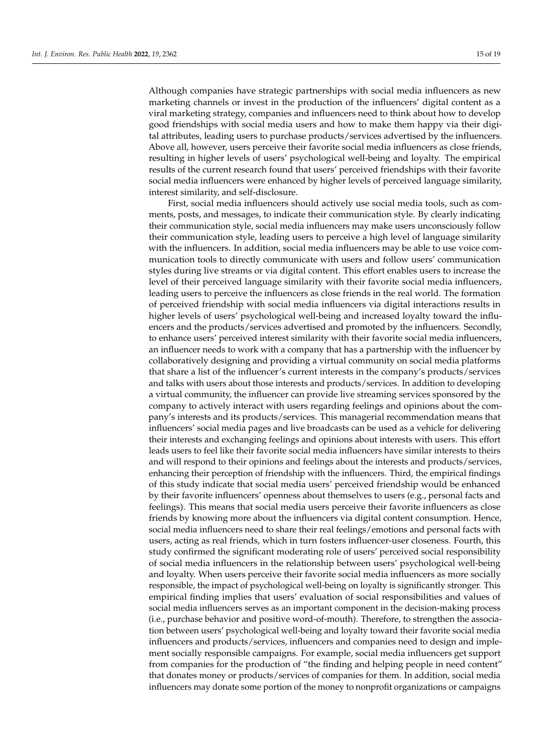Although companies have strategic partnerships with social media influencers as new marketing channels or invest in the production of the influencers' digital content as a viral marketing strategy, companies and influencers need to think about how to develop good friendships with social media users and how to make them happy via their digital attributes, leading users to purchase products/services advertised by the influencers. Above all, however, users perceive their favorite social media influencers as close friends, resulting in higher levels of users' psychological well-being and loyalty. The empirical results of the current research found that users' perceived friendships with their favorite social media influencers were enhanced by higher levels of perceived language similarity, interest similarity, and self-disclosure.

First, social media influencers should actively use social media tools, such as comments, posts, and messages, to indicate their communication style. By clearly indicating their communication style, social media influencers may make users unconsciously follow their communication style, leading users to perceive a high level of language similarity with the influencers. In addition, social media influencers may be able to use voice communication tools to directly communicate with users and follow users' communication styles during live streams or via digital content. This effort enables users to increase the level of their perceived language similarity with their favorite social media influencers, leading users to perceive the influencers as close friends in the real world. The formation of perceived friendship with social media influencers via digital interactions results in higher levels of users' psychological well-being and increased loyalty toward the influencers and the products/services advertised and promoted by the influencers. Secondly, to enhance users' perceived interest similarity with their favorite social media influencers, an influencer needs to work with a company that has a partnership with the influencer by collaboratively designing and providing a virtual community on social media platforms that share a list of the influencer's current interests in the company's products/services and talks with users about those interests and products/services. In addition to developing a virtual community, the influencer can provide live streaming services sponsored by the company to actively interact with users regarding feelings and opinions about the company's interests and its products/services. This managerial recommendation means that influencers' social media pages and live broadcasts can be used as a vehicle for delivering their interests and exchanging feelings and opinions about interests with users. This effort leads users to feel like their favorite social media influencers have similar interests to theirs and will respond to their opinions and feelings about the interests and products/services, enhancing their perception of friendship with the influencers. Third, the empirical findings of this study indicate that social media users' perceived friendship would be enhanced by their favorite influencers' openness about themselves to users (e.g., personal facts and feelings). This means that social media users perceive their favorite influencers as close friends by knowing more about the influencers via digital content consumption. Hence, social media influencers need to share their real feelings/emotions and personal facts with users, acting as real friends, which in turn fosters influencer-user closeness. Fourth, this study confirmed the significant moderating role of users' perceived social responsibility of social media influencers in the relationship between users' psychological well-being and loyalty. When users perceive their favorite social media influencers as more socially responsible, the impact of psychological well-being on loyalty is significantly stronger. This empirical finding implies that users' evaluation of social responsibilities and values of social media influencers serves as an important component in the decision-making process (i.e., purchase behavior and positive word-of-mouth). Therefore, to strengthen the association between users' psychological well-being and loyalty toward their favorite social media influencers and products/services, influencers and companies need to design and implement socially responsible campaigns. For example, social media influencers get support from companies for the production of "the finding and helping people in need content" that donates money or products/services of companies for them. In addition, social media influencers may donate some portion of the money to nonprofit organizations or campaigns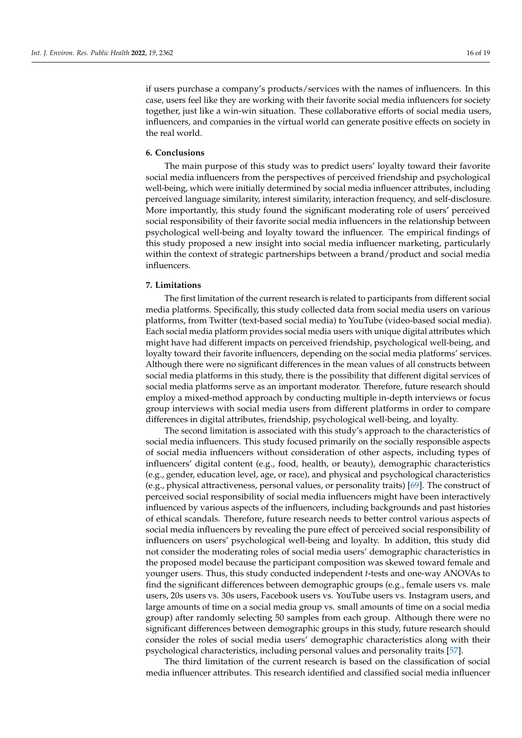if users purchase a company's products/services with the names of influencers. In this case, users feel like they are working with their favorite social media influencers for society together, just like a win-win situation. These collaborative efforts of social media users, influencers, and companies in the virtual world can generate positive effects on society in the real world.

## 6. Conclusions

The main purpose of this study was to predict users' loyalty toward their favorite social media influencers from the perspectives of perceived friendship and psychological well-being, which were initially determined by social media influencer attributes, including perceived language similarity, interest similarity, interaction frequency, and self-disclosure. More importantly, this study found the significant moderating role of users' perceived social responsibility of their favorite social media influencers in the relationship between psychological well-being and loyalty toward the influencer. The empirical findings of this study proposed a new insight into social media influencer marketing, particularly within the context of strategic partnerships between a brand/product and social media influencers.

## 7. Limitations

The first limitation of the current research is related to participants from different social media platforms. Specifically, this study collected data from social media users on various platforms, from Twitter (text-based social media) to YouTube (video-based social media). Each social media platform provides social media users with unique digital attributes which might have had different impacts on perceived friendship, psychological well-being, and loyalty toward their favorite influencers, depending on the social media platforms' services. Although there were no significant differences in the mean values of all constructs between social media platforms in this study, there is the possibility that different digital services of social media platforms serve as an important moderator. Therefore, future research should employ a mixed-method approach by conducting multiple in-depth interviews or focus group interviews with social media users from different platforms in order to compare differences in digital attributes, friendship, psychological well-being, and loyalty.

The second limitation is associated with this study's approach to the characteristics of social media influencers. This study focused primarily on the socially responsible aspects of social media influencers without consideration of other aspects, including types of influencers' digital content (e.g., food, health, or beauty), demographic characteristics (e.g., gender, education level, age, or race), and physical and psychological characteristics (e.g., physical attractiveness, personal values, or personality traits) [69]. The construct of perceived social responsibility of social media influencers might have been interactively influenced by various aspects of the influencers, including backgrounds and past histories of ethical scandals. Therefore, future research needs to better control various aspects of social media influencers by revealing the pure effect of perceived social responsibility of influencers on users' psychological well-being and loyalty. In addition, this study did not consider the moderating roles of social media users' demographic characteristics in the proposed model because the participant composition was skewed toward female and younger users. Thus, this study conducted independent *t*-tests and one-way ANOVAs to find the significant differences between demographic groups (e.g., female users vs. male users, 20s users vs. 30s users, Facebook users vs. YouTube users vs. Instagram users, and large amounts of time on a social media group vs. small amounts of time on a social media group) after randomly selecting 50 samples from each group. Although there were no significant differences between demographic groups in this study, future research should consider the roles of social media users' demographic characteristics along with their psychological characteristics, including personal values and personality traits [57].

The third limitation of the current research is based on the classification of social media influencer attributes. This research identified and classified social media influencer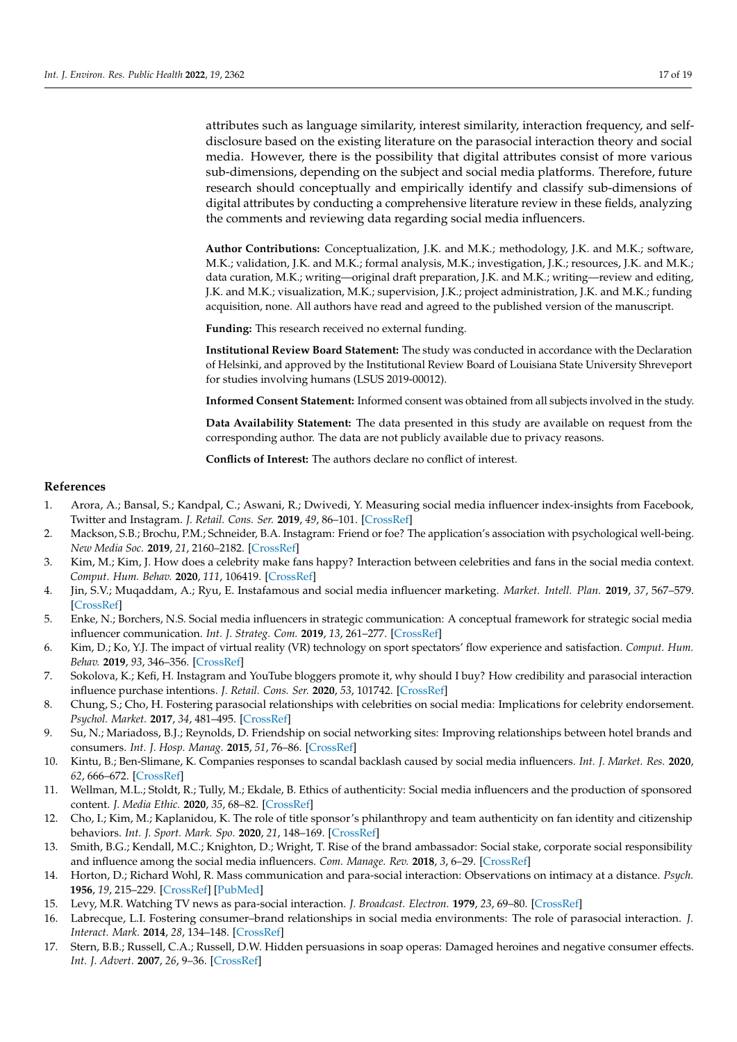attributes such as language similarity, interest similarity, interaction frequency, and self-disclosure based on the existing literature on the parasocial interaction theory and social media. However, there is the possibility that digital attributes consist of more various sub-dimensions, depending on the subject and social media platforms. Therefore, future research should conceptually and empirically identify and classify sub-dimensions of digital attributes by conducting a comprehensive literature review in these fields, analyzing the comments and reviewing data regarding social media influencers.

**Author Contributions:** Conceptualization, J.K. and M.K.; methodology, J.K. and M.K.; software, M.K.; validation, J.K. and M.K.; formal analysis, M.K.; investigation, J.K.; resources, J.K. and M.K.; data curation, M.K.; writing—original draft preparation, J.K. and M.K.; writing—review and editing, J.K. and M.K.; visualization, M.K.; supervision, J.K.; project administration, J.K. and M.K.; funding acquisition, none. All authors have read and agreed to the published version of the manuscript.

**Funding:** This research received no external funding.

**Institutional Review Board Statement:** The study was conducted in accordance with the Declaration of Helsinki, and approved by the Institutional Review Board of Louisiana State University Shreveport for studies involving humans (LSUS 2019-00012).

**Informed Consent Statement:** Informed consent was obtained from all subjects involved in the study.

**Data Availability Statement:** The data presented in this study are available on request from the corresponding author. The data are not publicly available due to privacy reasons.

**Conflicts of Interest:** The authors declare no conflict of interest.

## References

1. Arora, A.; Bansal, S.; Kandpal, C.; Aswani, R.; Dwivedi, Y. Measuring social media influencer index-insights from Facebook, Twitter and Instagram. *J. Retail. Cons. Ser.* **2019**, *49*, 86–101. [CrossRef]
2. Mackson, S.B.; Brochu, P.M.; Schneider, B.A. Instagram: Friend or foe? The application's association with psychological well-being. *New Media Soc.* **2019**, *21*, 2160–2182. [CrossRef]
3. Kim, M.; Kim, J. How does a celebrity make fans happy? Interaction between celebrities and fans in the social media context. *Comput. Hum. Behav.* **2020**, *111*, 106419. [CrossRef]
4. Jin, S.V.; Muqaddam, A.; Ryu, E. Instafamous and social media influencer marketing. *Market. Intell. Plan.* **2019**, *37*, 567–579. [CrossRef]
5. Enke, N.; Borchers, N.S. Social media influencers in strategic communication: A conceptual framework for strategic social media influencer communication. *Int. J. Strateg. Com.* **2019**, *13*, 261–277. [CrossRef]
6. Kim, D.; Ko, Y.J. The impact of virtual reality (VR) technology on sport spectators' flow experience and satisfaction. *Comput. Hum. Behav.* **2019**, *93*, 346–356. [CrossRef]
7. Sokolova, K.; Kefi, H. Instagram and YouTube bloggers promote it, why should I buy? How credibility and parasocial interaction influence purchase intentions. *J. Retail. Cons. Ser.* **2020**, *53*, 101742. [CrossRef]
8. Chung, S.; Cho, H. Fostering parasocial relationships with celebrities on social media: Implications for celebrity endorsement. *Psychol. Market.* **2017**, *34*, 481–495. [CrossRef]
9. Su, N.; Mariadoss, B.J.; Reynolds, D. Friendship on social networking sites: Improving relationships between hotel brands and consumers. *Int. J. Hosp. Manag.* **2015**, *51*, 76–86. [CrossRef]
10. Kintu, B.; Ben-Slimane, K. Companies responses to scandal backlash caused by social media influencers. *Int. J. Market. Res.* **2020**, *62*, 666–672. [CrossRef]
11. Wellman, M.L.; Stoldt, R.; Tully, M.; Ekdale, B. Ethics of authenticity: Social media influencers and the production of sponsored content. *J. Media Ethic.* **2020**, *35*, 68–82. [CrossRef]
12. Cho, I.; Kim, M.; Kaplanidou, K. The role of title sponsor's philanthropy and team authenticity on fan identity and citizenship behaviors. *Int. J. Sport. Mark. Spo.* **2020**, *21*, 148–169. [CrossRef]
13. Smith, B.G.; Kendall, M.C.; Knighton, D.; Wright, T. Rise of the brand ambassador: Social stake, corporate social responsibility and influence among the social media influencers. *Com. Manage. Rev.* **2018**, *3*, 6–29. [CrossRef]
14. Horton, D.; Richard Wohl, R. Mass communication and para-social interaction: Observations on intimacy at a distance. *Psych.* **1956**, *19*, 215–229. [CrossRef] [PubMed]
15. Levy, M.R. Watching TV news as para-social interaction. *J. Broadcast. Electron.* **1979**, *23*, 69–80. [CrossRef]
16. Labrecque, L.I. Fostering consumer–brand relationships in social media environments: The role of parasocial interaction. *J. Interact. Mark.* **2014**, *28*, 134–148. [CrossRef]
17. Stern, B.B.; Russell, C.A.; Russell, D.W. Hidden persuasions in soap operas: Damaged heroines and negative consumer effects. *Int. J. Advert.* **2007**, *26*, 9–36. [CrossRef]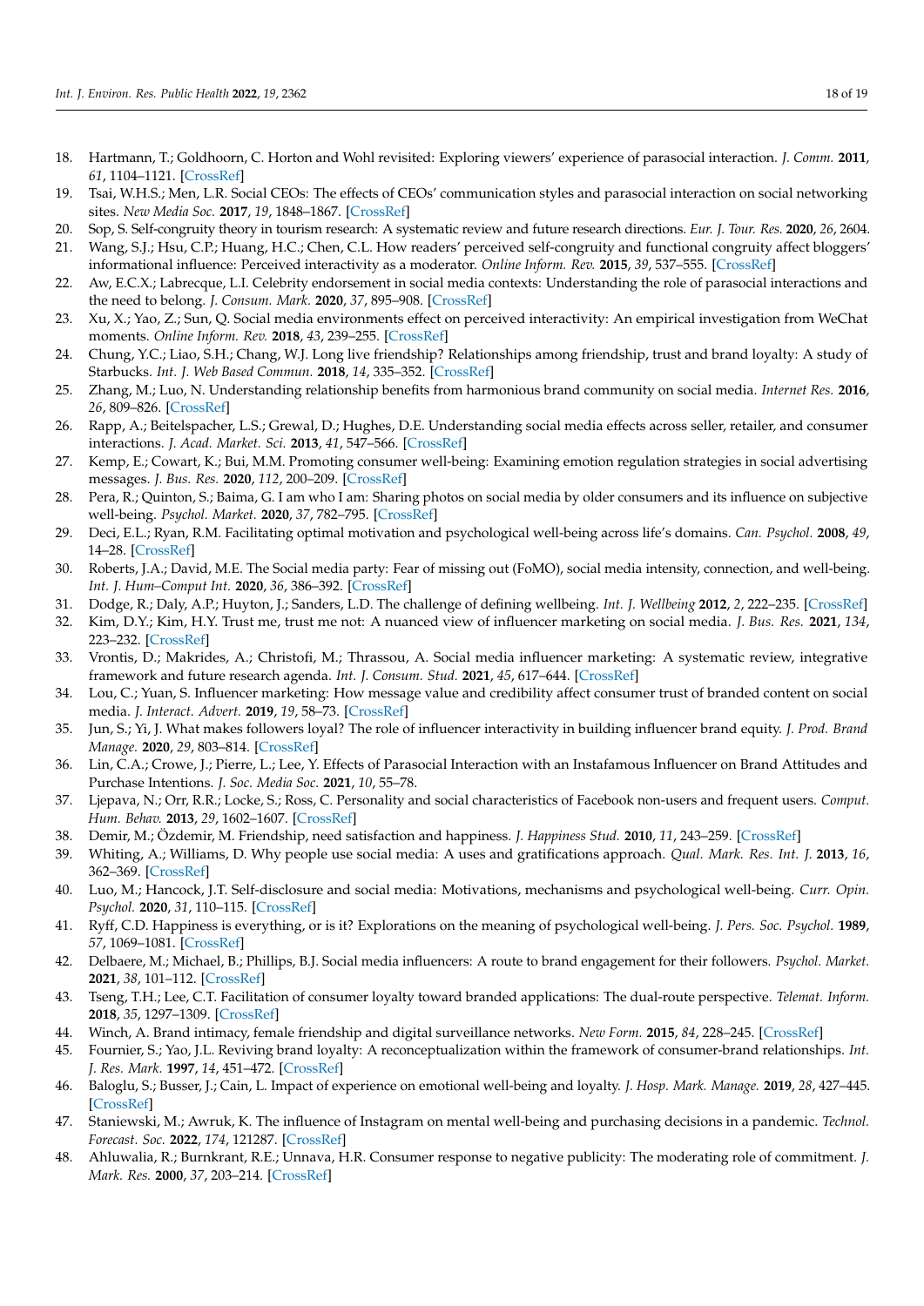18. Hartmann, T.; Goldhoorn, C. Horton and Wohl revisited: Exploring viewers' experience of parasocial interaction. *J. Comm.* **2011**, *61*, 1104–1121. [CrossRef]
19. Tsai, W.H.S.; Men, L.R. Social CEOs: The effects of CEOs' communication styles and parasocial interaction on social networking sites. *New Media Soc.* **2017**, *19*, 1848–1867. [CrossRef]
20. Sop, S. Self-congruity theory in tourism research: A systematic review and future research directions. *Eur. J. Tour. Res.* **2020**, *26*, 2604.
21. Wang, S.J.; Hsu, C.P.; Huang, H.C.; Chen, C.L. How readers' perceived self-congruity and functional congruity affect bloggers' informational influence: Perceived interactivity as a moderator. *Online Inform. Rev.* **2015**, *39*, 537–555. [CrossRef]
22. Aw, E.C.X.; Labrecque, L.I. Celebrity endorsement in social media contexts: Understanding the role of parasocial interactions and the need to belong. *J. Consum. Mark.* **2020**, *37*, 895–908. [CrossRef]
23. Xu, X.; Yao, Z.; Sun, Q. Social media environments effect on perceived interactivity: An empirical investigation from WeChat moments. *Online Inform. Rev.* **2018**, *43*, 239–255. [CrossRef]
24. Chung, Y.C.; Liao, S.H.; Chang, W.J. Long live friendship? Relationships among friendship, trust and brand loyalty: A study of Starbucks. *Int. J. Web Based Commun.* **2018**, *14*, 335–352. [CrossRef]
25. Zhang, M.; Luo, N. Understanding relationship benefits from harmonious brand community on social media. *Internet Res.* **2016**, *26*, 809–826. [CrossRef]
26. Rapp, A.; Beitelspacher, L.S.; Grewal, D.; Hughes, D.E. Understanding social media effects across seller, retailer, and consumer interactions. *J. Acad. Market. Sci.* **2013**, *41*, 547–566. [CrossRef]
27. Kemp, E.; Cowart, K.; Bui, M.M. Promoting consumer well-being: Examining emotion regulation strategies in social advertising messages. *J. Bus. Res.* **2020**, *112*, 200–209. [CrossRef]
28. Pera, R.; Quinton, S.; Baima, G. I am who I am: Sharing photos on social media by older consumers and its influence on subjective well-being. *Psychol. Market.* **2020**, *37*, 782–795. [CrossRef]
29. Deci, E.L.; Ryan, R.M. Facilitating optimal motivation and psychological well-being across life's domains. *Can. Psychol.* **2008**, *49*, 14–28. [CrossRef]
30. Roberts, J.A.; David, M.E. The Social media party: Fear of missing out (FoMO), social media intensity, connection, and well-being. *Int. J. Hum–Comput Int.* **2020**, *36*, 386–392. [CrossRef]
31. Dodge, R.; Daly, A.P.; Huyton, J.; Sanders, L.D. The challenge of defining wellbeing. *Int. J. Wellbeing* **2012**, *2*, 222–235. [CrossRef]
32. Kim, D.Y.; Kim, H.Y. Trust me, trust me not: A nuanced view of influencer marketing on social media. *J. Bus. Res.* **2021**, *134*, 223–232. [CrossRef]
33. Vrontis, D.; Makrides, A.; Christofi, M.; Thrassou, A. Social media influencer marketing: A systematic review, integrative framework and future research agenda. *Int. J. Consum. Stud.* **2021**, *45*, 617–644. [CrossRef]
34. Lou, C.; Yuan, S. Influencer marketing: How message value and credibility affect consumer trust of branded content on social media. *J. Interact. Advert.* **2019**, *19*, 58–73. [CrossRef]
35. Jun, S.; Yi, J. What makes followers loyal? The role of influencer interactivity in building influencer brand equity. *J. Prod. Brand Manage.* **2020**, *29*, 803–814. [CrossRef]
36. Lin, C.A.; Crowe, J.; Pierre, L.; Lee, Y. Effects of Parasocial Interaction with an Instafamous Influencer on Brand Attitudes and Purchase Intentions. *J. Soc. Media Soc.* **2021**, *10*, 55–78.
37. Ljepava, N.; Orr, R.R.; Locke, S.; Ross, C. Personality and social characteristics of Facebook non-users and frequent users. *Comput. Hum. Behav.* **2013**, *29*, 1602–1607. [CrossRef]
38. Demir, M.; Özdemir, M. Friendship, need satisfaction and happiness. *J. Happiness Stud.* **2010**, *11*, 243–259. [CrossRef]
39. Whiting, A.; Williams, D. Why people use social media: A uses and gratifications approach. *Qual. Mark. Res. Int. J.* **2013**, *16*, 362–369. [CrossRef]
40. Luo, M.; Hancock, J.T. Self-disclosure and social media: Motivations, mechanisms and psychological well-being. *Curr. Opin. Psychol.* **2020**, *31*, 110–115. [CrossRef]
41. Ryff, C.D. Happiness is everything, or is it? Explorations on the meaning of psychological well-being. *J. Pers. Soc. Psychol.* **1989**, *57*, 1069–1081. [CrossRef]
42. Delbaere, M.; Michael, B.; Phillips, B.J. Social media influencers: A route to brand engagement for their followers. *Psychol. Market.* **2021**, *38*, 101–112. [CrossRef]
43. Tseng, T.H.; Lee, C.T. Facilitation of consumer loyalty toward branded applications: The dual-route perspective. *Telemat. Inform.* **2018**, *35*, 1297–1309. [CrossRef]
44. Winch, A. Brand intimacy, female friendship and digital surveillance networks. *New Form.* **2015**, *84*, 228–245. [CrossRef]
45. Fournier, S.; Yao, J.L. Reviving brand loyalty: A reconceptualization within the framework of consumer-brand relationships. *Int. J. Res. Mark.* **1997**, *14*, 451–472. [CrossRef]
46. Baloglu, S.; Busser, J.; Cain, L. Impact of experience on emotional well-being and loyalty. *J. Hosp. Mark. Manage.* **2019**, *28*, 427–445. [CrossRef]
47. Staniewski, M.; Awruk, K. The influence of Instagram on mental well-being and purchasing decisions in a pandemic. *Technol. Forecast. Soc.* **2022**, *174*, 121287. [CrossRef]
48. Ahluwalia, R.; Burnkrant, R.E.; Unnava, H.R. Consumer response to negative publicity: The moderating role of commitment. *J. Mark. Res.* **2000**, *37*, 203–214. [CrossRef]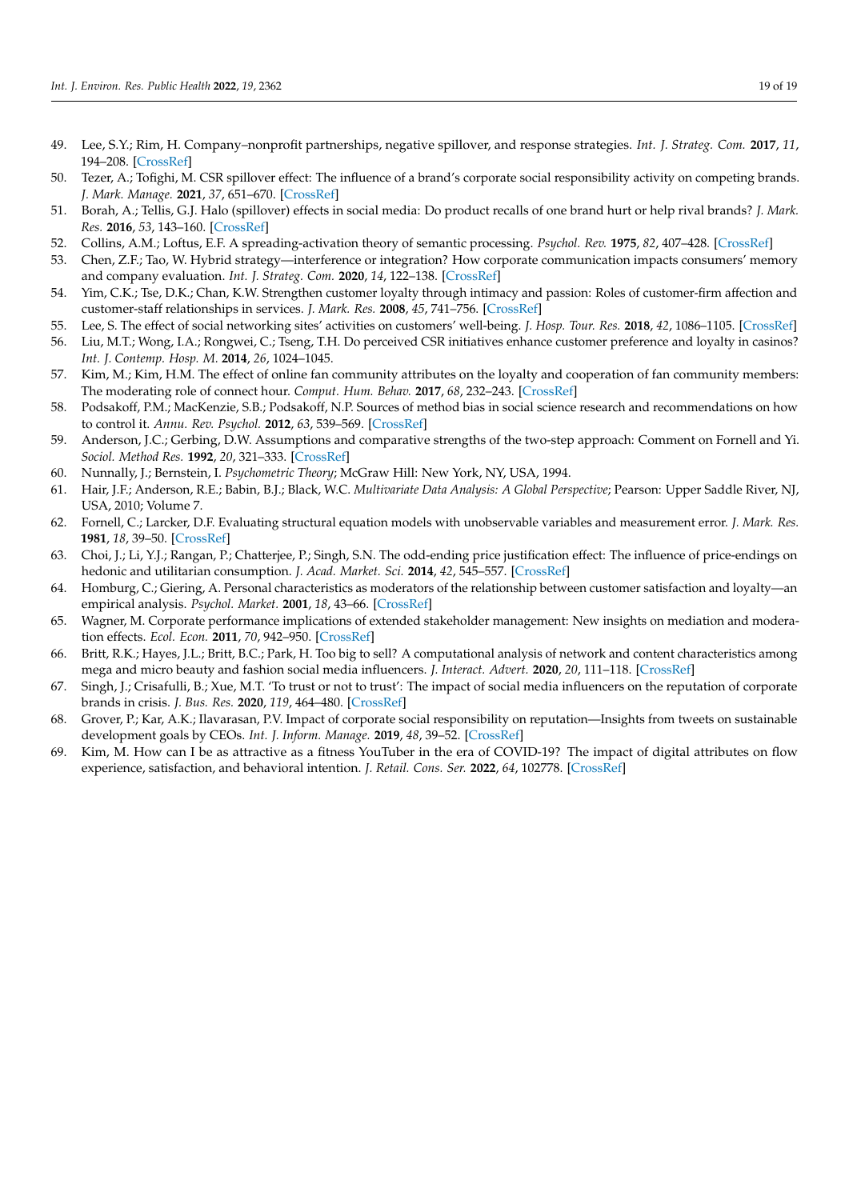49. Lee, S.Y.; Rim, H. Company–nonprofit partnerships, negative spillover, and response strategies. *Int. J. Strateg. Com.* **2017**, *11*, 194–208. [CrossRef]
50. Tezer, A.; Tofighi, M. CSR spillover effect: The influence of a brand's corporate social responsibility activity on competing brands. *J. Mark. Manage.* **2021**, *37*, 651–670. [CrossRef]
51. Borah, A.; Tellis, G.J. Halo (spillover) effects in social media: Do product recalls of one brand hurt or help rival brands? *J. Mark. Res.* **2016**, *53*, 143–160. [CrossRef]
52. Collins, A.M.; Loftus, E.F. A spreading-activation theory of semantic processing. *Psychol. Rev.* **1975**, *82*, 407–428. [CrossRef]
53. Chen, Z.F.; Tao, W. Hybrid strategy—interference or integration? How corporate communication impacts consumers' memory and company evaluation. *Int. J. Strateg. Com.* **2020**, *14*, 122–138. [CrossRef]
54. Yim, C.K.; Tse, D.K.; Chan, K.W. Strengthen customer loyalty through intimacy and passion: Roles of customer-firm affection and customer-staff relationships in services. *J. Mark. Res.* **2008**, *45*, 741–756. [CrossRef]
55. Lee, S. The effect of social networking sites' activities on customers' well-being. *J. Hosp. Tour. Res.* **2018**, *42*, 1086–1105. [CrossRef]
56. Liu, M.T.; Wong, I.A.; Rongwei, C.; Tseng, T.H. Do perceived CSR initiatives enhance customer preference and loyalty in casinos? *Int. J. Contemp. Hosp. M.* **2014**, *26*, 1024–1045.
57. Kim, M.; Kim, H.M. The effect of online fan community attributes on the loyalty and cooperation of fan community members: The moderating role of connect hour. *Comput. Hum. Behav.* **2017**, *68*, 232–243. [CrossRef]
58. Podsakoff, P.M.; MacKenzie, S.B.; Podsakoff, N.P. Sources of method bias in social science research and recommendations on how to control it. *Annu. Rev. Psychol.* **2012**, *63*, 539–569. [CrossRef]
59. Anderson, J.C.; Gerbing, D.W. Assumptions and comparative strengths of the two-step approach: Comment on Fornell and Yi. *Sociol. Method Res.* **1992**, *20*, 321–333. [CrossRef]
60. Nunnally, J.; Bernstein, I. *Psychometric Theory*; McGraw Hill: New York, NY, USA, 1994.
61. Hair, J.F.; Anderson, R.E.; Babin, B.J.; Black, W.C. *Multivariate Data Analysis: A Global Perspective*; Pearson: Upper Saddle River, NJ, USA, 2010; Volume 7.
62. Fornell, C.; Larcker, D.F. Evaluating structural equation models with unobservable variables and measurement error. *J. Mark. Res.* **1981**, *18*, 39–50. [CrossRef]
63. Choi, J.; Li, Y.J.; Rangan, P.; Chatterjee, P.; Singh, S.N. The odd-ending price justification effect: The influence of price-endings on hedonic and utilitarian consumption. *J. Acad. Market. Sci.* **2014**, *42*, 545–557. [CrossRef]
64. Homburg, C.; Giering, A. Personal characteristics as moderators of the relationship between customer satisfaction and loyalty—an empirical analysis. *Psychol. Market.* **2001**, *18*, 43–66. [CrossRef]
65. Wagner, M. Corporate performance implications of extended stakeholder management: New insights on mediation and moderation effects. *Ecol. Econ.* **2011**, *70*, 942–950. [CrossRef]
66. Britt, R.K.; Hayes, J.L.; Britt, B.C.; Park, H. Too big to sell? A computational analysis of network and content characteristics among mega and micro beauty and fashion social media influencers. *J. Interact. Advert.* **2020**, *20*, 111–118. [CrossRef]
67. Singh, J.; Crisafulli, B.; Xue, M.T. 'To trust or not to trust': The impact of social media influencers on the reputation of corporate brands in crisis. *J. Bus. Res.* **2020**, *119*, 464–480. [CrossRef]
68. Grover, P.; Kar, A.K.; Ilavarasan, P.V. Impact of corporate social responsibility on reputation—Insights from tweets on sustainable development goals by CEOs. *Int. J. Inform. Manage.* **2019**, *48*, 39–52. [CrossRef]
69. Kim, M. How can I be as attractive as a fitness YouTuber in the era of COVID-19? The impact of digital attributes on flow experience, satisfaction, and behavioral intention. *J. Retail. Cons. Ser.* **2022**, *64*, 102778. [CrossRef]